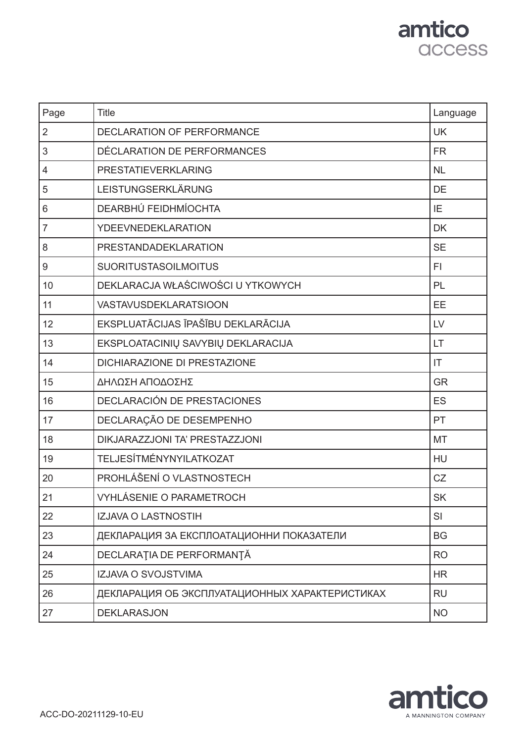amtico
access

| Page | Title | Language |
| --- | --- | --- |
| 2 | DECLARATION OF PERFORMANCE | UK |
| 3 | DÉCLARATION DE PERFORMANCES | FR |
| 4 | PRESTATIEVERKLARING | NL |
| 5 | LEISTUNGSERKLÄRUNG | DE |
| 6 | DEARBHÚ FEIDHMÍOCHTA | IE |
| 7 | YDEEVNEDEKLARATION | DK |
| 8 | PRESTANDADEKLARATION | SE |
| 9 | SUORITUSTASOILMOITUS | FI |
| 10 | DEKLARACJA WŁAŚCIWOŚCI U YTKOWYCH | PL |
| 11 | VASTAVUSDEKLARATSIOON | EE |
| 12 | EKSPLUATĀCIJAS ĪPAŠĪBU DEKLARĀCIJA | LV |
| 13 | EKSPLOATACINIŲ SAVYBIŲ DEKLARACIJA | LT |
| 14 | DICHIARAZIONE DI PRESTAZIONE | IT |
| 15 | ΔΗΛΩΣΗ ΑΠΟΔΟΣΗΣ | GR |
| 16 | DECLARACIÓN DE PRESTACIONES | ES |
| 17 | DECLARAÇÃO DE DESEMPENHO | PT |
| 18 | DIKJARAZZJONI TA' PRESTAZZJONI | MT |
| 19 | TELJESÍTMÉNYNYILATKOZAT | HU |
| 20 | PROHLÁŠENÍ O VLASTNOSTECH | CZ |
| 21 | VYHLÁSENIE O PARAMETROCH | SK |
| 22 | IZJAVA O LASTNOSTIH | SI |
| 23 | ДЕКЛАРАЦИЯ ЗА ЕКСПЛОАТАЦИОННИ ПОКАЗАТЕЛИ | BG |
| 24 | DECLARAŢIA DE PERFORMANŢĂ | RO |
| 25 | IZJAVA O SVOJSTVIMA | HR |
| 26 | ДЕКЛАРАЦИЯ ОБ ЭКСПЛУАТАЦИОННЫХ ХАРАКТЕРИСТИКАХ | RU |
| 27 | DEKLARASJON | NO |

ACC-DO-20211129-10-EU

amtico
A MANNINGTON COMPANY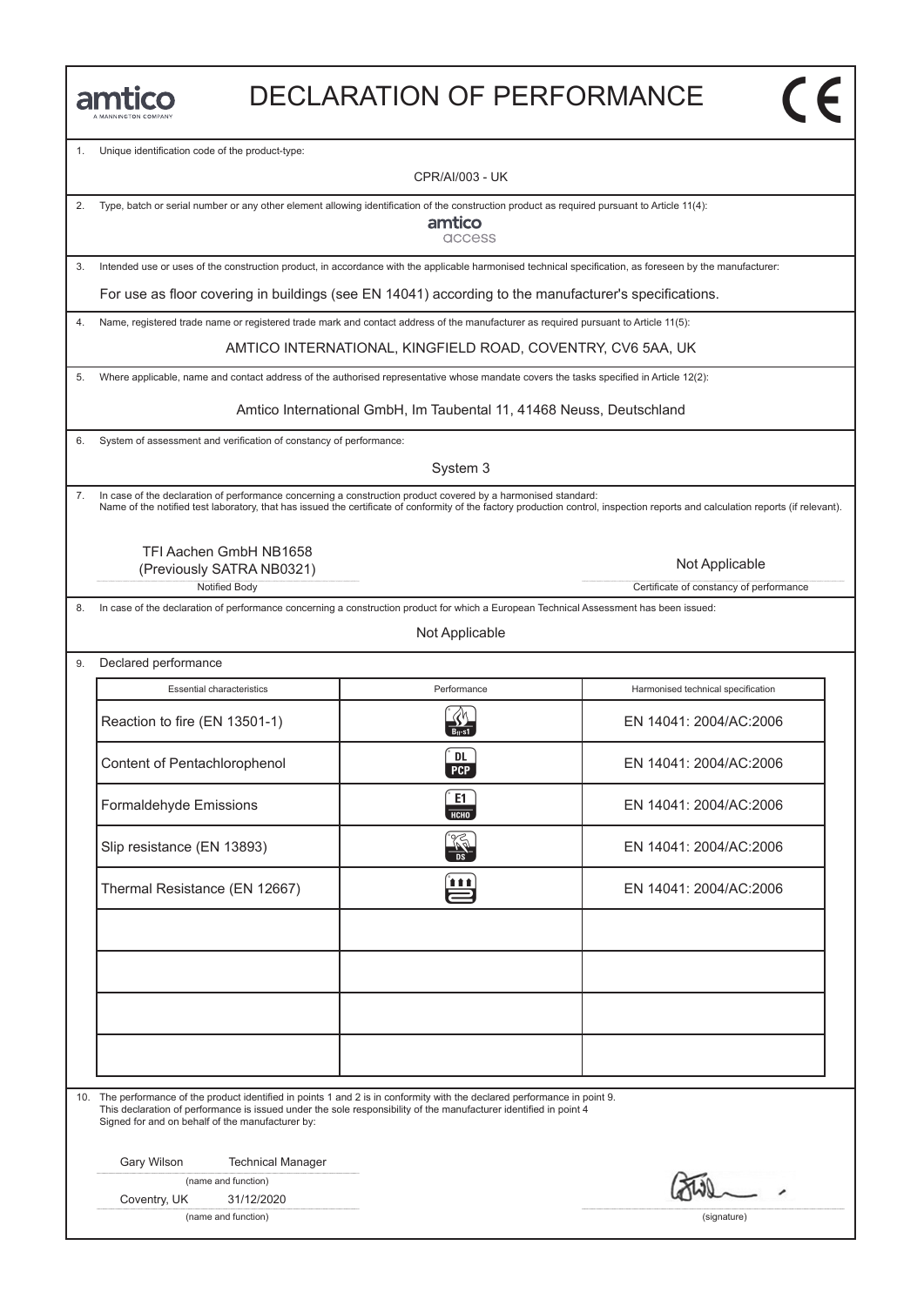amtico
A MANNINGTON COMPANY

# DECLARATION OF PERFORMANCE

CE

1. Unique identification code of the product-type:

CPR/AI/003 - UK

2. Type, batch or serial number or any other element allowing identification of the construction product as required pursuant to Article 11(4):

amtico access

3. Intended use or uses of the construction product, in accordance with the applicable harmonised technical specification, as foreseen by the manufacturer:

For use as floor covering in buildings (see EN 14041) according to the manufacturer's specifications.

4. Name, registered trade name or registered trade mark and contact address of the manufacturer as required pursuant to Article 11(5):

AMTICO INTERNATIONAL, KINGFIELD ROAD, COVENTRY, CV6 5AA, UK

5. Where applicable, name and contact address of the authorised representative whose mandate covers the tasks specified in Article 12(2):

Amtico International GmbH, Im Taubental 11, 41468 Neuss, Deutschland

6. System of assessment and verification of constancy of performance:

System 3

7. In case of the declaration of performance concerning a construction product covered by a harmonised standard:
Name of the notified test laboratory, that has issued the certificate of conformity of the factory production control, inspection reports and calculation reports (if relevant).

| TFI Aachen GmbH NB1658 (Previously SATRA NB0321) | Not Applicable |
|---|---|
| Notified Body | Certificate of constancy of performance |

8. In case of the declaration of performance concerning a construction product for which a European Technical Assessment has been issued:

Not Applicable

9. Declared performance

| Essential characteristics | Performance | Harmonised technical specification |
|---|---|---|
| Reaction to fire (EN 13501-1) | $B_{fl}$-s1 | EN 14041: 2004/AC:2006 |
| Content of Pentachlorophenol | DL PCP | EN 14041: 2004/AC:2006 |
| Formaldehyde Emissions | E1 HCHO | EN 14041: 2004/AC:2006 |
| Slip resistance (EN 13893) | DS | EN 14041: 2004/AC:2006 |
| Thermal Resistance (EN 12667) | | EN 14041: 2004/AC:2006 |
| | | |
| | | |
| | | |
| | | |

10. The performance of the product identified in points 1 and 2 is in conformity with the declared performance in point 9.
This declaration of performance is issued under the sole responsibility of the manufacturer identified in point 4
Signed for and on behalf of the manufacturer by:

Gary Wilson Technical Manager
(name and function)

Coventry, UK 31/12/2020
(name and function)

(signature)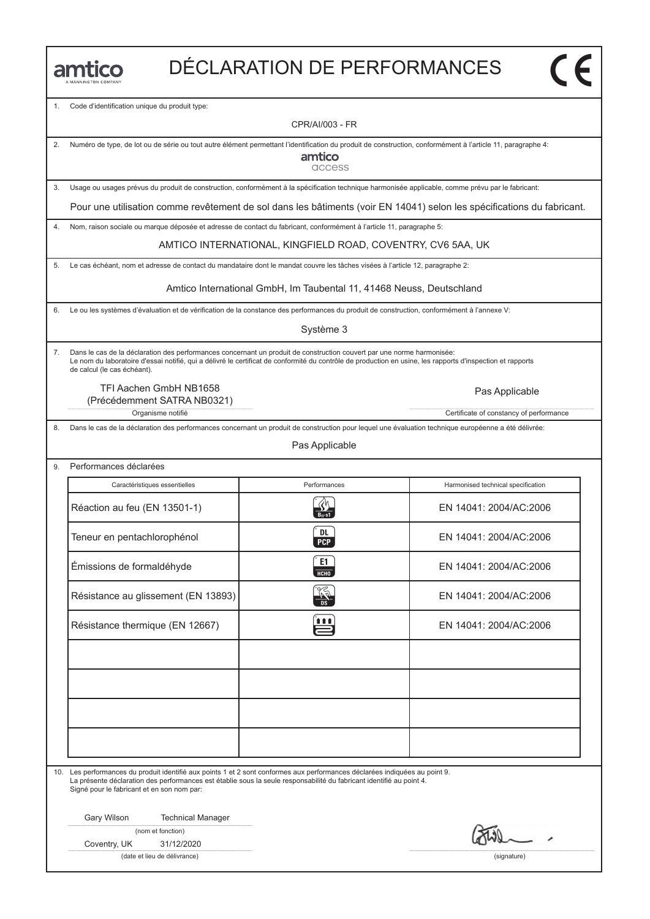amtico
A MANNINGTON COMPANY

# DÉCLARATION DE PERFORMANCES

CE

1. Code d'identification unique du produit type:

CPR/AI/003 - FR

2. Numéro de type, de lot ou de série ou tout autre élément permettant l'identification du produit de construction, conformément à l'article 11, paragraphe 4:

amtico access

3. Usage ou usages prévus du produit de construction, conformément à la spécification technique harmonisée applicable, comme prévu par le fabricant:

Pour une utilisation comme revêtement de sol dans les bâtiments (voir EN 14041) selon les spécifications du fabricant.

4. Nom, raison sociale ou marque déposée et adresse de contact du fabricant, conformément à l'article 11, paragraphe 5:

AMTICO INTERNATIONAL, KINGFIELD ROAD, COVENTRY, CV6 5AA, UK

5. Le cas échéant, nom et adresse de contact du mandataire dont le mandat couvre les tâches visées à l'article 12, paragraphe 2:

Amtico International GmbH, Im Taubental 11, 41468 Neuss, Deutschland

6. Le ou les systèmes d'évaluation et de vérification de la constance des performances du produit de construction, conformément à l'annexe V:

Système 3

7. Dans le cas de la déclaration des performances concernant un produit de construction couvert par une norme harmonisée:
Le nom du laboratoire d'essai notifié, qui a délivré le certificat de conformité du contrôle de production en usine, les rapports d'inspection et rapports de calcul (le cas échéant).

TFI Aachen GmbH NB1658
(Précédemment SATRA NB0321)
Organisme notifié

Pas Applicable
Certificate of constancy of performance

8. Dans le cas de la déclaration des performances concernant un produit de construction pour lequel une évaluation technique européenne a été délivrée:

Pas Applicable

9. Performances déclarées

| Caractéristiques essentielles | Performances | Harmonised technical specification |
|---|---|---|
| Réaction au feu (EN 13501-1) | $B_{fl}$-s1 | EN 14041: 2004/AC:2006 |
| Teneur en pentachlorophénol | DL PCP | EN 14041: 2004/AC:2006 |
| Émissions de formaldéhyde | E1 HCHO | EN 14041: 2004/AC:2006 |
| Résistance au glissement (EN 13893) | DS | EN 14041: 2004/AC:2006 |
| Résistance thermique (EN 12667) | | EN 14041: 2004/AC:2006 |
| | | |
| | | |
| | | |
| | | |

10. Les performances du produit identifié aux points 1 et 2 sont conformes aux performances déclarées indiquées au point 9.
La présente déclaration des performances est établie sous la seule responsabilité du fabricant identifié au point 4.
Signé pour le fabricant et en son nom par:

Gary Wilson Technical Manager
(nom et fonction)

Coventry, UK 31/12/2020
(date et lieu de délivrance)

(signature)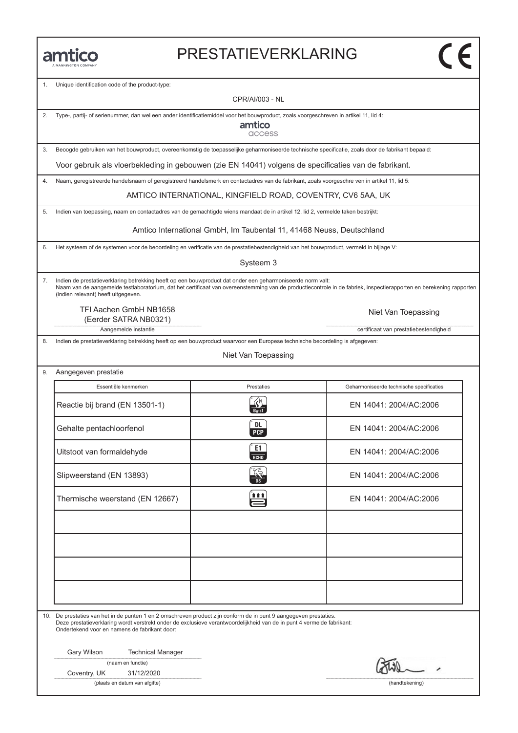# PRESTATIEVERKLARING

1. Unique identification code of the product-type:

CPR/AI/003 - NL

2. Type-, partij- of serienummer, dan wel een ander identificatiemiddel voor het bouwproduct, zoals voorgeschreven in artikel 11, lid 4:

amtico access

3. Beoogde gebruiken van het bouwproduct, overeenkomstig de toepasselijke geharmoniseerde technische specificatie, zoals door de fabrikant bepaald:

Voor gebruik als vloerbekleding in gebouwen (zie EN 14041) volgens de specificaties van de fabrikant.

4. Naam, geregistreerde handelsnaam of geregistreerd handelsmerk en contactadres van de fabrikant, zoals voorgeschre ven in artikel 11, lid 5:

AMTICO INTERNATIONAL, KINGFIELD ROAD, COVENTRY, CV6 5AA, UK

5. Indien van toepassing, naam en contactadres van de gemachtigde wiens mandaat de in artikel 12, lid 2, vermelde taken bestrijkt:

Amtico International GmbH, Im Taubental 11, 41468 Neuss, Deutschland

6. Het systeem of de systemen voor de beoordeling en verificatie van de prestatiebestendigheid van het bouwproduct, vermeld in bijlage V:

Systeem 3

7. Indien de prestatieverklaring betrekking heeft op een bouwproduct dat onder een geharmoniseerde norm valt:
Naam van de aangemelde testlaboratorium, dat het certificaat van overeenstemming van de productiecontrole in de fabriek, inspectierapporten en berekening rapporten (indien relevant) heeft uitgegeven.

TFI Aachen GmbH NB1658
(Eerder SATRA NB0321)
Aangemelde instantie

Niet Van Toepassing
certificaat van prestatiebestendigheid

8. Indien de prestatieverklaring betrekking heeft op een bouwproduct waarvoor een Europese technische beoordeling is afgegeven:

Niet Van Toepassing

9. Aangegeven prestatie

| Essentiële kenmerken | Prestaties | Geharmoniseerde technische specificaties |
|---|---|---|
| Reactie bij brand (EN 13501-1) | $B_{fl}$-s1 | EN 14041: 2004/AC:2006 |
| Gehalte pentachloorfenol | DL PCP | EN 14041: 2004/AC:2006 |
| Uitstoot van formaldehyde | E1 HCHO | EN 14041: 2004/AC:2006 |
| Slipweerstand (EN 13893) | DS | EN 14041: 2004/AC:2006 |
| Thermische weerstand (EN 12667) | | EN 14041: 2004/AC:2006 |
| | | |
| | | |
| | | |
| | | |

10. De prestaties van het in de punten 1 en 2 omschreven product zijn conform de in punt 9 aangegeven prestaties.
Deze prestatieverklaring wordt verstrekt onder de exclusieve verantwoordelijkheid van de in punt 4 vermelde fabrikant:
Ondertekend voor en namens de fabrikant door:

Gary Wilson Technical Manager
(naam en functie)

Coventry, UK 31/12/2020
(plaats en datum van afgifte)

(handtekening)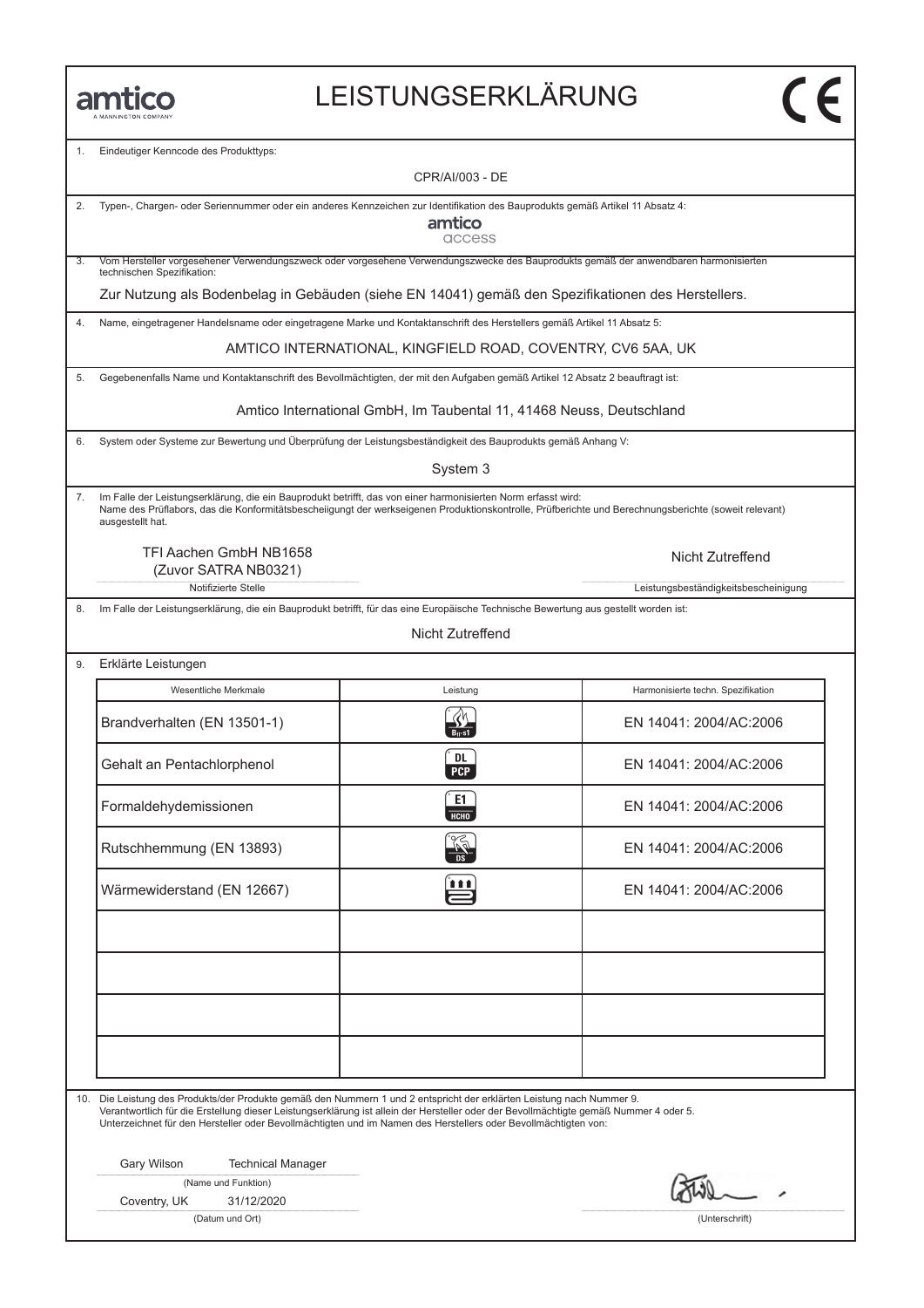amtico
A MANNINGTON COMPANY

# LEISTUNGSERKLÄRUNG

CE

1. Eindeutiger Kenncode des Produkttyps:

CPR/AI/003 - DE

2. Typen-, Chargen- oder Seriennummer oder ein anderes Kennzeichen zur Identifikation des Bauprodukts gemäß Artikel 11 Absatz 4:

amtico access

3. Vom Hersteller vorgesehener Verwendungszweck oder vorgesehene Verwendungszwecke des Bauprodukts gemäß der anwendbaren harmonisierten technischen Spezifikation:

Zur Nutzung als Bodenbelag in Gebäuden (siehe EN 14041) gemäß den Spezifikationen des Herstellers.

4. Name, eingetragener Handelsname oder eingetragene Marke und Kontaktanschrift des Herstellers gemäß Artikel 11 Absatz 5:

AMTICO INTERNATIONAL, KINGFIELD ROAD, COVENTRY, CV6 5AA, UK

5. Gegebenenfalls Name und Kontaktanschrift des Bevollmächtigten, der mit den Aufgaben gemäß Artikel 12 Absatz 2 beauftragt ist:

Amtico International GmbH, Im Taubental 11, 41468 Neuss, Deutschland

6. System oder Systeme zur Bewertung und Überprüfung der Leistungsbeständigkeit des Bauprodukts gemäß Anhang V:

System 3

7. Im Falle der Leistungserklärung, die ein Bauprodukt betrifft, das von einer harmonisierten Norm erfasst wird:
Name des Prüflabors, das die Konformitätsbescheiigungt der werkseigenen Produktionskontrolle, Prüfberichte und Berechnungsberichte (soweit relevant) ausgestellt hat.

| TFI Aachen GmbH NB1658 (Zuvor SATRA NB0321) | Nicht Zutreffend |
|---|---|
| Notifizierte Stelle | Leistungsbeständigkeitsbescheinigung |

8. Im Falle der Leistungserklärung, die ein Bauprodukt betrifft, für das eine Europäische Technische Bewertung aus gestellt worden ist:

Nicht Zutreffend

9. Erklärte Leistungen

| Wesentliche Merkmale | Leistung | Harmonisierte techn. Spezifikation |
|---|---|---|
| Brandverhalten (EN 13501-1) | $B_{fl}$-s1 | EN 14041: 2004/AC:2006 |
| Gehalt an Pentachlorphenol | DL PCP | EN 14041: 2004/AC:2006 |
| Formaldehydemissionen | E1 HCHO | EN 14041: 2004/AC:2006 |
| Rutschhemmung (EN 13893) | DS | EN 14041: 2004/AC:2006 |
| Wärmewiderstand (EN 12667) | | EN 14041: 2004/AC:2006 |
| | | |
| | | |
| | | |
| | | |

10. Die Leistung des Produkts/der Produkte gemäß den Nummern 1 und 2 entspricht der erklärten Leistung nach Nummer 9.
Verantwortlich für die Erstellung dieser Leistungserklärung ist allein der Hersteller oder der Bevollmächtigte gemäß Nummer 4 oder 5.
Unterzeichnet für den Hersteller oder Bevollmächtigten und im Namen des Herstellers oder Bevollmächtigten von:

Gary Wilson Technical Manager
(Name und Funktion)

Coventry, UK 31/12/2020
(Datum und Ort)

(Unterschrift)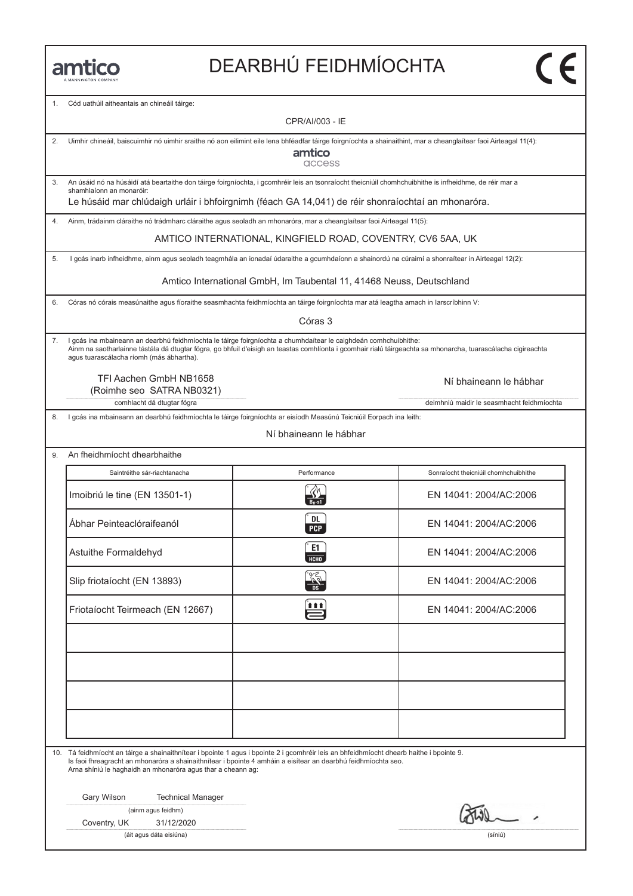amtico
A MANNINGTON COMPANY

# DEARBHÚ FEIDHMÍOCHTA

CE

1. Cód uathúil aitheantais an chineáil táirge:

CPR/AI/003 - IE

2. Uimhir chineáil, baiscuimhir nó uimhir sraithe nó aon eilimint eile lena bhféadfar táirge foirgníochta a shainaithint, mar a cheanglaítear faoi Airteagal 11(4):

amtico access

3. An úsáid nó na húsáidí atá beartaithe don táirge foirgníochta, i gcomhréir leis an tsonraíocht theicniúil chomhchuibhithe is infheidhme, de réir mar a shamhlaíonn an monaróir:

Le húsáid mar chlúdaigh urláir i bhfoirgnimh (féach GA 14,041) de réir shonraíochtaí an mhonaróra.

4. Ainm, trádainm cláraithe nó trádmharc cláraithe agus seoladh an mhonaróra, mar a cheanglaítear faoi Airteagal 11(5):

AMTICO INTERNATIONAL, KINGFIELD ROAD, COVENTRY, CV6 5AA, UK

5. I gcás inarb infheidhme, ainm agus seoladh teagmhála an ionadaí údaraithe a gcumhdaíonn a shainordú na cúraimí a shonraítear in Airteagal 12(2):

Amtico International GmbH, Im Taubental 11, 41468 Neuss, Deutschland

6. Córas nó córais measúnaithe agus fíoraithe seasmhachta feidhmíochta an táirge foirgníochta mar atá leagtha amach in Iarscríbhinn V:

Córas 3

7. I gcás ina mbaineann an dearbhú feidhmíochta le táirge foirgníochta a chumhdaítear le caighdeán comhchuibhithe:
Ainm na saotharlainne tástála dá dtugtar fógra, go bhfuil d'eisigh an teastas comhlíonta i gcomhair rialú táirgeachta sa mhonarcha, tuarascálacha cigireachta agus tuarascálacha ríomh (más ábhartha).

TFI Aachen GmbH NB1658
(Roimhe seo SATRA NB0321)
comhlacht dá dtugtar fógra

Ní bhaineann le hábhar
deimhniú maidir le seasmhacht feidhmíochta

8. I gcás ina mbaineann an dearbhú feidhmíochta le táirge foirgníochta ar eisíodh Measúnú Teicniúil Eorpach ina leith:

Ní bhaineann le hábhar

9. An fheidhmíocht dhearbhaithe

| Saintréithe sár-riachtanacha | Performance | Sonraíocht theicniúil chomhchuibhithe |
|---|---|---|
| Imoibriú le tine (EN 13501-1) | Bfl-s1 | EN 14041: 2004/AC:2006 |
| Ábhar Peinteaclóraifeanól | DL PCP | EN 14041: 2004/AC:2006 |
| Astuithe Formaldehyd | E1 HCHO | EN 14041: 2004/AC:2006 |
| Slip friotaíocht (EN 13893) | DS | EN 14041: 2004/AC:2006 |
| Friotaíocht Teirmeach (EN 12667) | | EN 14041: 2004/AC:2006 |
| | | |
| | | |
| | | |
| | | |

10. Tá feidhmíocht an táirge a shainaithnítear i bpointe 1 agus i bpointe 2 i gcomhréir leis an bhfeidhmíocht dhearb haithe i bpointe 9.
Is faoi fhreagracht an mhonaróra a shainaithnítear i bpointe 4 amháin a eisítear an dearbhú feidhmíochta seo.
Arna shíniú le haghaidh an mhonaróra agus thar a cheann ag:

Gary Wilson Technical Manager
(ainm agus feidhm)

Coventry, UK 31/12/2020
(áit agus dáta eisiúna)

(síniú)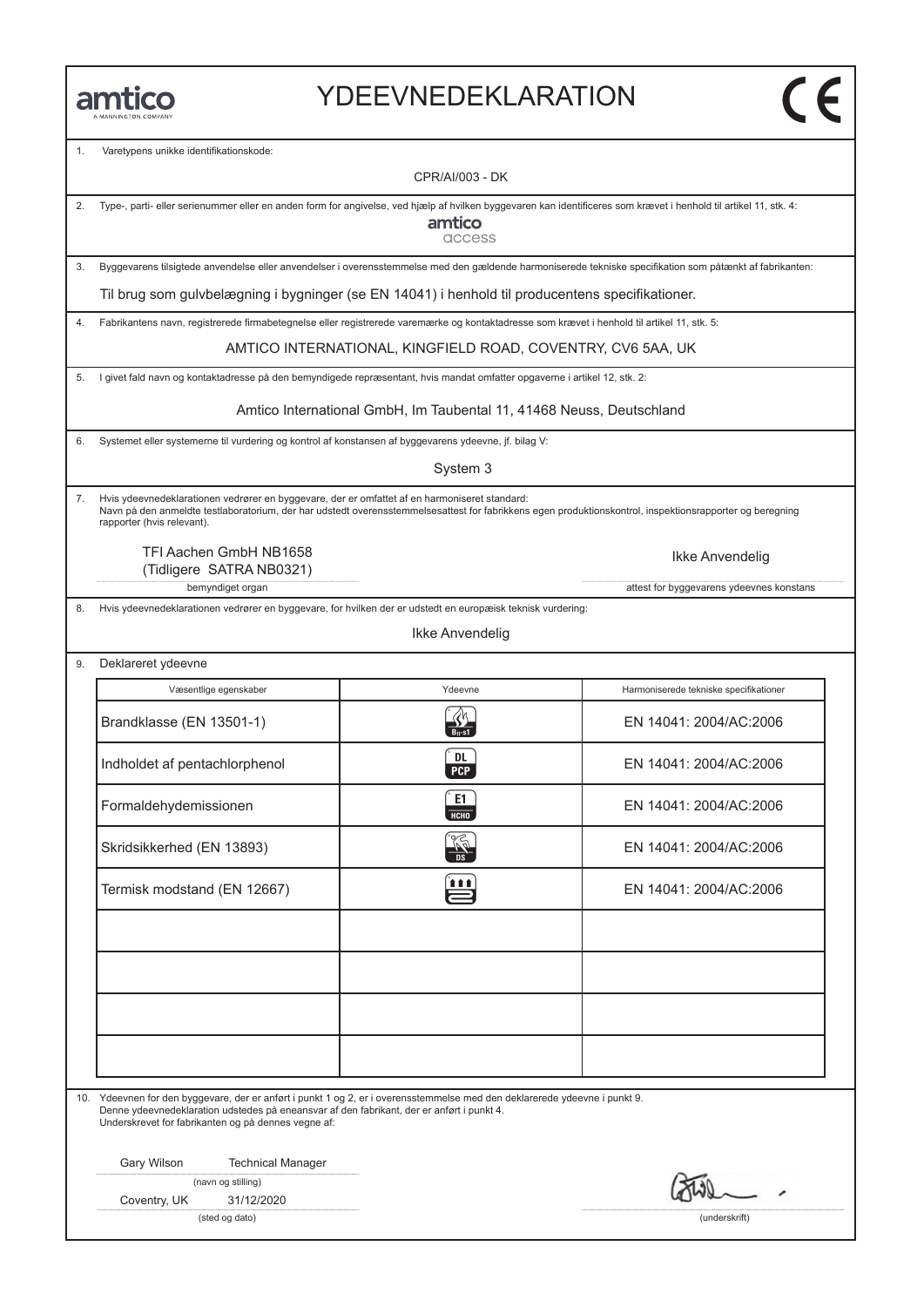amtico
A MANNINGTON COMPANY

# YDEEVNEDEKLARATION

CE

1. Varetypens unikke identifikationskode:

CPR/AI/003 - DK

2. Type-, parti- eller serienummer eller en anden form for angivelse, ved hjælp af hvilken byggevaren kan identificeres som krævet i henhold til artikel 11, stk. 4:

amtico access

3. Byggevarens tilsigtede anvendelse eller anvendelser i overensstemmelse med den gældende harmoniserede tekniske specifikation som påtænkt af fabrikanten:

Til brug som gulvbelægning i bygninger (se EN 14041) i henhold til producentens specifikationer.

4. Fabrikantens navn, registrerede firmabetegnelse eller registrerede varemærke og kontaktadresse som krævet i henhold til artikel 11, stk. 5:

AMTICO INTERNATIONAL, KINGFIELD ROAD, COVENTRY, CV6 5AA, UK

5. I givet fald navn og kontaktadresse på den bemyndigede repræsentant, hvis mandat omfatter opgaverne i artikel 12, stk. 2:

Amtico International GmbH, Im Taubental 11, 41468 Neuss, Deutschland

6. Systemet eller systemerne til vurdering og kontrol af konstansen af byggevarens ydeevne, jf. bilag V:

System 3

7. Hvis ydeevnedeklarationen vedrører en byggevare, der er omfattet af en harmoniseret standard:
Navn på den anmeldte testlaboratorium, der har udstedt overensstemmelsesattest for fabrikkens egen produktionskontrol, inspektionsrapporter og beregning rapporter (hvis relevant).

TFI Aachen GmbH NB1658
(Tidligere SATRA NB0321)
bemyndiget organ

Ikke Anvendelig
attest for byggevarens ydeevnes konstans

8. Hvis ydeevnedeklarationen vedrører en byggevare, for hvilken der er udstedt en europæisk teknisk vurdering:

Ikke Anvendelig

9. Deklareret ydeevne

| Væsentlige egenskaber | Ydeevne | Harmoniserede tekniske specifikationer |
|---|---|---|
| Brandklasse (EN 13501-1) | $B_{fl}$-s1 | EN 14041: 2004/AC:2006 |
| Indholdet af pentachlorphenol | DL PCP | EN 14041: 2004/AC:2006 |
| Formaldehydemissionen | E1 HCHO | EN 14041: 2004/AC:2006 |
| Skridsikkerhed (EN 13893) | DS | EN 14041: 2004/AC:2006 |
| Termisk modstand (EN 12667) | | EN 14041: 2004/AC:2006 |
| | | |
| | | |
| | | |
| | | |

10. Ydeevnen for den byggevare, der er anført i punkt 1 og 2, er i overensstemmelse med den deklarerede ydeevne i punkt 9.
Denne ydeevnedeklaration udstedes på eneansvar af den fabrikant, der er anført i punkt 4.
Underskrevet for fabrikanten og på dennes vegne af:

Gary Wilson Technical Manager
(navn og stilling)

Coventry, UK 31/12/2020
(sted og dato)

(underskrift)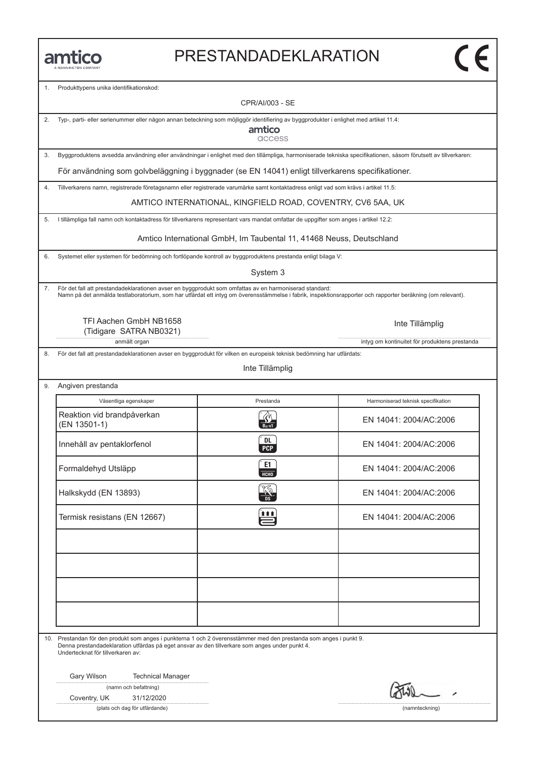amtico
A MANNINGTON COMPANY

# PRESTANDADEKLARATION

CE

1. Produkttypens unika identifikationskod:

CPR/AI/003 - SE

2. Typ-, parti- eller serienummer eller någon annan beteckning som möjliggör identifiering av byggprodukter i enlighet med artikel 11.4:

amtico access

3. Byggproduktens avsedda användning eller användningar i enlighet med den tillämpliga, harmoniserade tekniska specifikationen, såsom förutsett av tillverkaren:

För användning som golvbeläggning i byggnader (se EN 14041) enligt tillverkarens specifikationer.

4. Tillverkarens namn, registrerade företagsnamn eller registrerade varumärke samt kontaktadress enligt vad som krävs i artikel 11.5:

AMTICO INTERNATIONAL, KINGFIELD ROAD, COVENTRY, CV6 5AA, UK

5. I tillämpliga fall namn och kontaktadress för tillverkarens representant vars mandat omfattar de uppgifter som anges i artikel 12.2:

Amtico International GmbH, Im Taubental 11, 41468 Neuss, Deutschland

6. Systemet eller systemen för bedömning och fortlöpande kontroll av byggproduktens prestanda enligt bilaga V:

System 3

7. För det fall att prestandadeklarationen avser en byggprodukt som omfattas av en harmoniserad standard:
Namn på det anmälda testlaboratorium, som har utfärdat ett intyg om överensstämmelse i fabrik, inspektionsrapporter och rapporter beräkning (om relevant).

TFI Aachen GmbH NB1658
(Tidigare SATRA NB0321)
anmält organ

Inte Tillämplig
intyg om kontinuitet för produktens prestanda

8. För det fall att prestandadeklarationen avser en byggprodukt för vilken en europeisk teknisk bedömning har utfärdats:

Inte Tillämplig

9. Angiven prestanda

| Väsentliga egenskaper | Prestanda | Harmoniserad teknisk specifikation |
|---|---|---|
| Reaktion vid brandpåverkan (EN 13501-1) | $B_{fl}$-s1 | EN 14041: 2004/AC:2006 |
| Innehåll av pentaklorfenol | DL PCP | EN 14041: 2004/AC:2006 |
| Formaldehyd Utsläpp | E1 HCHO | EN 14041: 2004/AC:2006 |
| Halkskydd (EN 13893) | DS | EN 14041: 2004/AC:2006 |
| Termisk resistans (EN 12667) | | EN 14041: 2004/AC:2006 |
| | | |
| | | |
| | | |
| | | |

10. Prestandan för den produkt som anges i punkterna 1 och 2 överensstämmer med den prestanda som anges i punkt 9.
Denna prestandadeklaration utfärdas på eget ansvar av den tillverkare som anges under punkt 4.
Undertecknat för tillverkaren av:

Gary Wilson Technical Manager
(namn och befattning)

Coventry, UK 31/12/2020
(plats och dag för utfärdande)

(namnteckning)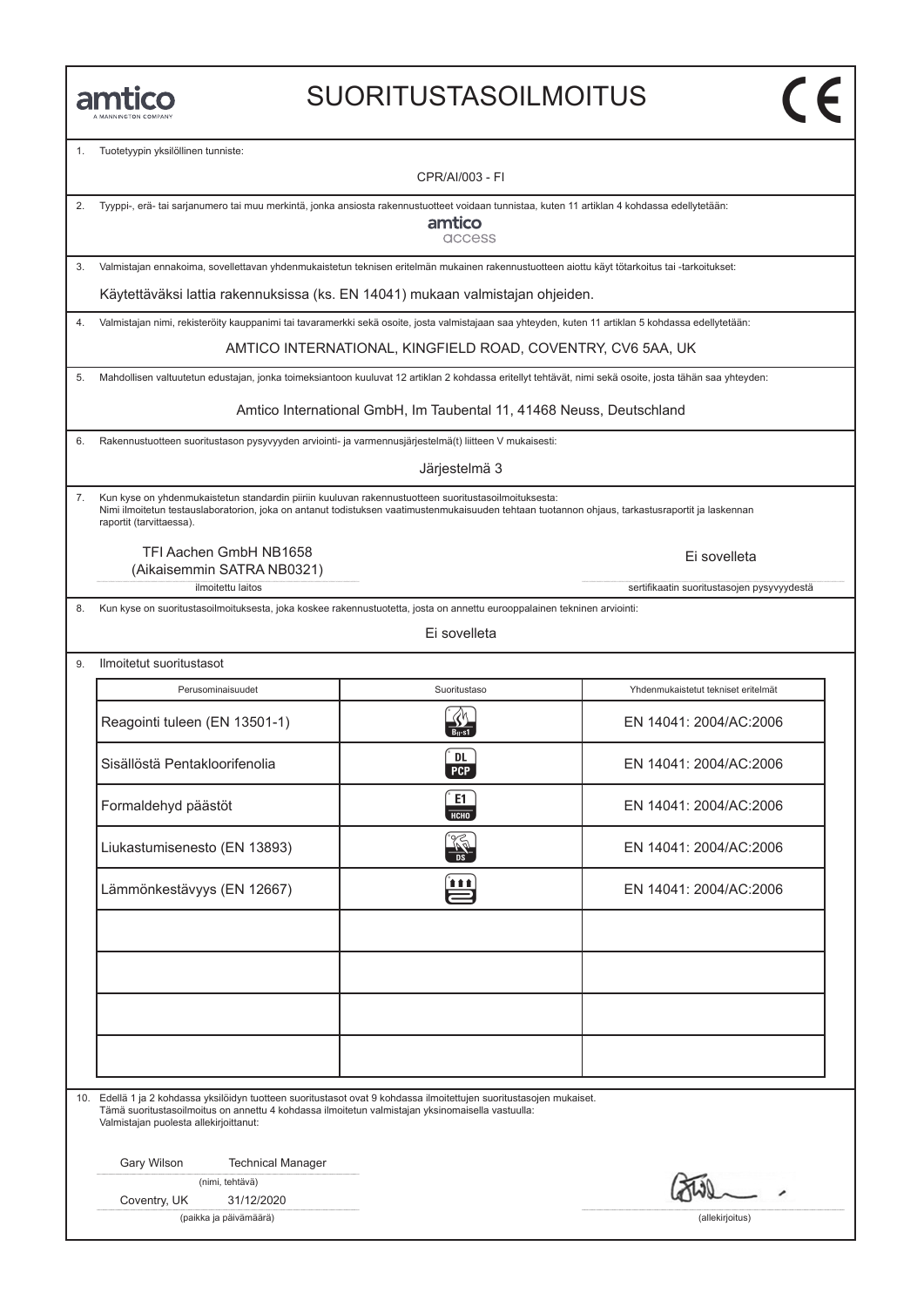amtico
A MANNINGTON COMPANY

# SUORITUSTASOILMOITUS

CE

1. Tuotetyypin yksilöllinen tunniste:

CPR/AI/003 - FI

2. Tyyppi-, erä- tai sarjanumero tai muu merkintä, jonka ansiosta rakennustuotteet voidaan tunnistaa, kuten 11 artiklan 4 kohdassa edellytetään:

amtico access

3. Valmistajan ennakoima, sovellettavan yhdenmukaistetun teknisen eritelmän mukainen rakennustuotteen aiottu käyt tötarkoitus tai -tarkoitukset:

Käytettäväksi lattia rakennuksissa (ks. EN 14041) mukaan valmistajan ohjeiden.

4. Valmistajan nimi, rekisteröity kauppanimi tai tavaramerkki sekä osoite, josta valmistajaan saa yhteyden, kuten 11 artiklan 5 kohdassa edellytetään:

AMTICO INTERNATIONAL, KINGFIELD ROAD, COVENTRY, CV6 5AA, UK

5. Mahdollisen valtuutetun edustajan, jonka toimeksiantoon kuuluvat 12 artiklan 2 kohdassa eritellyt tehtävät, nimi sekä osoite, josta tähän saa yhteyden:

Amtico International GmbH, Im Taubental 11, 41468 Neuss, Deutschland

6. Rakennustuotteen suoritustason pysyvyyden arviointi- ja varmennusjärjestelmä(t) liitteen V mukaisesti:

Järjestelmä 3

7. Kun kyse on yhdenmukaistetun standardin piiriin kuuluvan rakennustuotteen suoritustasoilmoituksesta:
Nimi ilmoitetun testauslaboratorion, joka on antanut todistuksen vaatimustenmukaisuuden tehtaan tuotannon ohjaus, tarkastusraportit ja laskennan raportit (tarvittaessa).

TFI Aachen GmbH NB1658
(Aikaisemmin SATRA NB0321)
ilmoitettu laitos

Ei sovelleta
sertifikaatin suoritustasojen pysyvyydestä

8. Kun kyse on suoritustasoilmoituksesta, joka koskee rakennustuotetta, josta on annettu eurooppalainen tekninen arviointi:

Ei sovelleta

9. Ilmoitetut suoritustasot

| Perusominaisuudet | Suoritustaso | Yhdenmukaistetut tekniset eritelmät |
|---|---|---|
| Reagointi tuleen (EN 13501-1) | $B_{fl}$-s1 | EN 14041: 2004/AC:2006 |
| Sisällöstä Pentakloorifenolia | DL PCP | EN 14041: 2004/AC:2006 |
| Formaldehyd päästöt | E1 HCHO | EN 14041: 2004/AC:2006 |
| Liukastumisenesto (EN 13893) | DS | EN 14041: 2004/AC:2006 |
| Lämmönkestävyys (EN 12667) | | EN 14041: 2004/AC:2006 |
| | | |
| | | |
| | | |
| | | |

10. Edellä 1 ja 2 kohdassa yksilöidyn tuotteen suoritustasot ovat 9 kohdassa ilmoitettujen suoritustasojen mukaiset.
Tämä suoritustasoilmoitus on annettu 4 kohdassa ilmoitetun valmistajan yksinomaisella vastuulla:
Valmistajan puolesta allekirjoittanut:

Gary Wilson Technical Manager
(nimi, tehtävä)

Coventry, UK 31/12/2020
(paikka ja päivämäärä)

(allekirjoitus)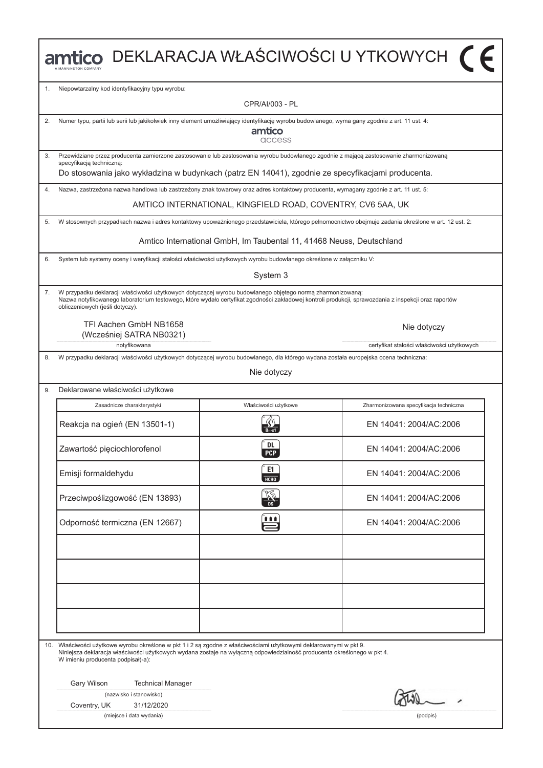# amtico DEKLARACJA WŁAŚCIWOŚCI U YTKOWYCH

A MANNINGTON COMPANY

1. Niepowtarzalny kod identyfikacyjny typu wyrobu:

CPR/AI/003 - PL

2. Numer typu, partii lub serii lub jakikolwiek inny element umożliwiający identyfikację wyrobu budowlanego, wyma gany zgodnie z art. 11 ust. 4:

amtico access

3. Przewidziane przez producenta zamierzone zastosowanie lub zastosowania wyrobu budowlanego zgodnie z mającą zastosowanie zharmonizowaną specyfikacją techniczną:

Do stosowania jako wykładzina w budynkach (patrz EN 14041), zgodnie ze specyfikacjami producenta.

4. Nazwa, zastrzeżona nazwa handlowa lub zastrzeżony znak towarowy oraz adres kontaktowy producenta, wymagany zgodnie z art. 11 ust. 5:

AMTICO INTERNATIONAL, KINGFIELD ROAD, COVENTRY, CV6 5AA, UK

5. W stosownych przypadkach nazwa i adres kontaktowy upoważnionego przedstawiciela, którego pełnomocnictwo obejmuje zadania określone w art. 12 ust. 2:

Amtico International GmbH, Im Taubental 11, 41468 Neuss, Deutschland

6. System lub systemy oceny i weryfikacji stałości właściwości użytkowych wyrobu budowlanego określone w załączniku V:

System 3

7. W przypadku deklaracji właściwości użytkowych dotyczącej wyrobu budowlanego objętego normą zharmonizowaną:
Nazwa notyfikowanego laboratorium testowego, które wydało certyfikat zgodności zakładowej kontroli produkcji, sprawozdania z inspekcji oraz raportów obliczeniowych (jeśli dotyczy).

| TFI Aachen GmbH NB1658 (Wcześniej SATRA NB0321) | Nie dotyczy |
|---|---|
| notyfikowana | certyfikat stałości właściwości użytkowych |

8. W przypadku deklaracji właściwości użytkowych dotyczącej wyrobu budowlanego, dla którego wydana została europejska ocena techniczna:

Nie dotyczy

9. Deklarowane właściwości użytkowe

| Zasadnicze charakterystyki | Właściwości użytkowe | Zharmonizowana specyfikacja techniczna |
|---|---|---|
| Reakcja na ogień (EN 13501-1) | $B_{fl}$-s1 | EN 14041: 2004/AC:2006 |
| Zawartość pięciochlorofenol | DL PCP | EN 14041: 2004/AC:2006 |
| Emisji formaldehydu | E1 HCHO | EN 14041: 2004/AC:2006 |
| Przeciwpoślizgowość (EN 13893) | DS | EN 14041: 2004/AC:2006 |
| Odporność termiczna (EN 12667) | | EN 14041: 2004/AC:2006 |
| | | |
| | | |
| | | |
| | | |

10. Właściwości użytkowe wyrobu określone w pkt 1 i 2 są zgodne z właściwościami użytkowymi deklarowanymi w pkt 9.
Niniejsza deklaracja właściwości użytkowych wydana zostaje na wyłączną odpowiedzialność producenta określonego w pkt 4.
W imieniu producenta podpisał(-a):

Gary Wilson Technical Manager
(nazwisko i stanowisko)

Coventry, UK 31/12/2020
(miejsce i data wydania)

(podpis)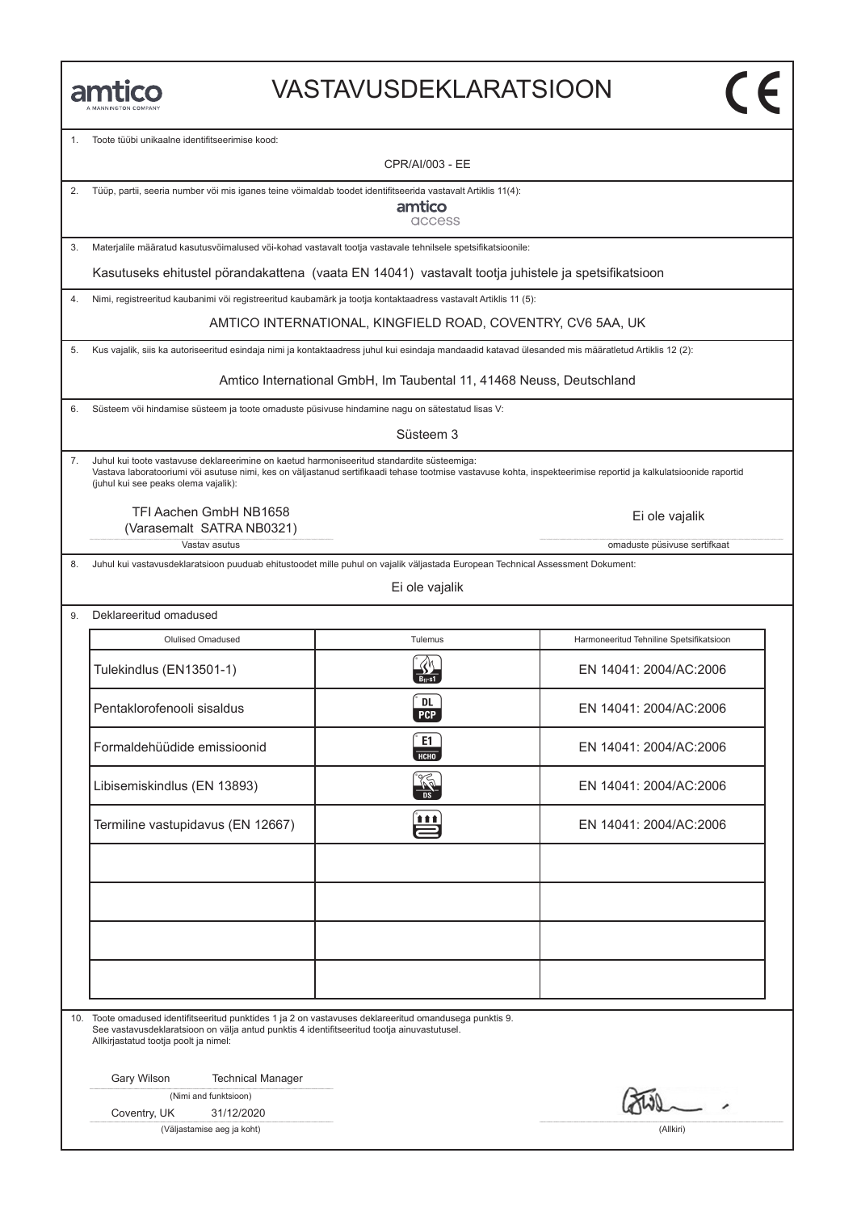amtico
A MANNINGTON COMPANY

# VASTAVUSDEKLARATSIOON

CE

1. Toote tüübi unikaalne identifitseerimise kood:

CPR/AI/003 - EE

2. Tüüp, partii, seeria number või mis iganes teine võimaldab toodet identifitseerida vastavalt Artiklis 11(4):

amtico access

3. Materjalile määratud kasutusvõimalused või-kohad vastavalt tootja vastavale tehnilsele spetsifikatsioonile:

Kasutuseks ehitustel pörandakattena (vaata EN 14041) vastavalt tootja juhistele ja spetsifikatsioon

4. Nimi, registreeritud kaubanimi või registreeritud kaubamärk ja tootja kontaktaadress vastavalt Artiklis 11 (5):

AMTICO INTERNATIONAL, KINGFIELD ROAD, COVENTRY, CV6 5AA, UK

5. Kus vajalik, siis ka autoriseeritud esindaja nimi ja kontaktaadress juhul kui esindaja mandaadid katavad ülesanded mis määratletud Artiklis 12 (2):

Amtico International GmbH, Im Taubental 11, 41468 Neuss, Deutschland

6. Süsteem või hindamise süsteem ja toote omaduste püsivuse hindamine nagu on sätestatud lisas V:

Süsteem 3

7. Juhul kui toote vastavuse deklareerimine on kaetud harmoniseeritud standardite süsteemiga:
Vastava laboratooriumi või asutuse nimi, kes on väljastanud sertifikaadi tehase tootmise vastavuse kohta, inspekteerimise reportid ja kalkulatsioonide raportid (juhul kui see peaks olema vajalik):

TFI Aachen GmbH NB1658
(Varasemalt SATRA NB0321)
Vastav asutus

Ei ole vajalik
omaduste püsivuse sertifkaat

8. Juhul kui vastavusdeklaratsioon puudutab ehitustoodet mille puhul on vajalik väljastada European Technical Assessment Dokument:

Ei ole vajalik

9. Deklareeritud omadused

| Olulised Omadused | Tulemus | Harmoneeritud Tehniline Spetsifikatsioon |
|---|---|---|
| Tulekindlus (EN13501-1) | $B_{fl}$-s1 | EN 14041: 2004/AC:2006 |
| Pentaklorofenooli sisaldus | DL PCP | EN 14041: 2004/AC:2006 |
| Formaldehüüdide emissioonid | E1 HCHO | EN 14041: 2004/AC:2006 |
| Libisemiskindlus (EN 13893) | DS | EN 14041: 2004/AC:2006 |
| Termiline vastupidavus (EN 12667) | | EN 14041: 2004/AC:2006 |
| | | |
| | | |
| | | |
| | | |

10. Toote omadused identifitseeritud punktides 1 ja 2 on vastavuses deklareeritud omandusega punktis 9.
See vastavusdeklaratsioon on välja antud punktis 4 identifitseeritud tootja ainuvastutusel.
Allkirjastatud tootja poolt ja nimel:

Gary Wilson Technical Manager
(Nimi and funktsioon)

Coventry, UK 31/12/2020
(Väljastamise aeg ja koht)

(Allkiri)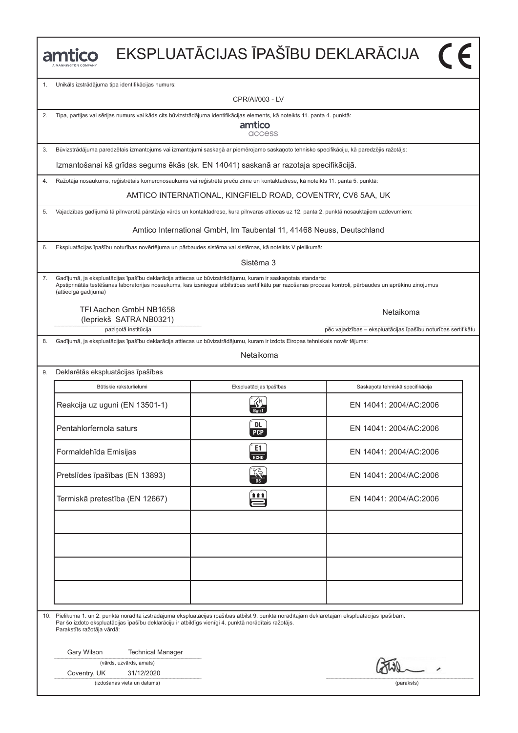# amtico EKSPLUATĀCIJAS ĪPAŠĪBU DEKLARĀCIJA

1. Unikāls izstrādājuma tipa identifikācijas numurs:

CPR/AI/003 - LV

2. Tipa, partijas vai sērijas numurs vai kāds cits būvizstrādājuma identifikācijas elements, kā noteikts 11. panta 4. punktā:

amtico access

3. Būvizstrādājuma paredzētais izmantojums vai izmantojumi saskaņā ar piemērojamo saskaņoto tehnisko specifikāciju, kā paredzējis ražotājs:

Izmantošanai kā grīdas segums ēkās (sk. EN 14041) saskanā ar razotaja specifikācijā.

4. Ražotāja nosaukums, reģistrētais komercnosaukums vai reģistrētā preču zīme un kontaktadrese, kā noteikts 11. panta 5. punktā:

AMTICO INTERNATIONAL, KINGFIELD ROAD, COVENTRY, CV6 5AA, UK

5. Vajadzības gadījumā tā pilnvarotā pārstāvja vārds un kontaktadrese, kura pilnvaras attiecas uz 12. panta 2. punktā nosauktajiem uzdevumiem:

Amtico International GmbH, Im Taubental 11, 41468 Neuss, Deutschland

6. Ekspluatācijas īpašību noturības novērtējuma un pārbaudes sistēma vai sistēmas, kā noteikts V pielikumā:

Sistēma 3

7. Gadījumā, ja ekspluatācijas īpašību deklarācija attiecas uz būvizstrādājumu, kuram ir saskaņotais standarts:
Apstiprinātās testēšanas laboratorijas nosaukums, kas izsniegusi atbilstības sertifikātu par razošanas procesa kontroli, pārbaudes un aprēkinu zinojumus (attiecīgā gadījuma)

TFI Aachen GmbH NB1658
(Iepriekš SATRA NB0321)
paziņotā institūcija

Netaikoma
pēc vajadzības – ekspluatācijas īpašību noturības sertifikātu

8. Gadījumā, ja ekspluatācijas īpašību deklarācija attiecas uz būvizstrādājumu, kuram ir izdots Eiropas tehniskais novērtējums:

Netaikoma

9. Deklarētās ekspluatācijas īpašības

| Būtiskie raksturlielumi | Ekspluatācijas īpašības | Saskaņota tehniskā specifikācija |
|---|---|---|
| Reakcija uz uguni (EN 13501-1) | $B_{fl}$-s1 | EN 14041: 2004/AC:2006 |
| Pentahlorfernola saturs | DL PCP | EN 14041: 2004/AC:2006 |
| Formaldehīda Emisijas | E1 HCHO | EN 14041: 2004/AC:2006 |
| Pretslīdes īpašības (EN 13893) | DS | EN 14041: 2004/AC:2006 |
| Termiskā pretestība (EN 12667) | | EN 14041: 2004/AC:2006 |
| | | |
| | | |
| | | |
| | | |

10. Pielikuma 1. un 2. punktā norādītā izstrādājuma ekspluatācijas īpašības atbilst 9. punktā norādītajām deklarētajām ekspluatācijas īpašībām.
Par šo izdoto ekspluatācijas īpašību deklarāciju ir atbildīgs vienīgi 4. punktā norādītais ražotājs.
Parakstīts ražotāja vārdā:

Gary Wilson Technical Manager
(vārds, uzvārds, amats)

Coventry, UK 31/12/2020
(izdošanas vieta un datums)

(paraksts)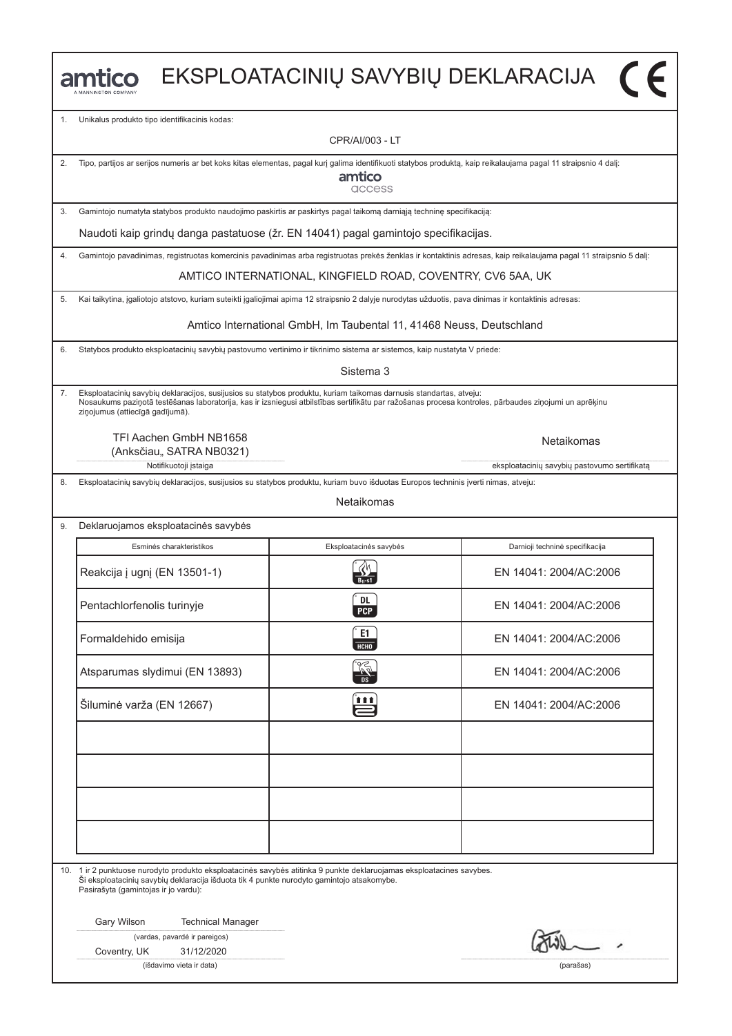amtico
A MANNINGTON COMPANY

# EKSPLOATACINIŲ SAVYBIŲ DEKLARACIJA

CE

1. Unikalus produkto tipo identifikacinis kodas:

CPR/AI/003 - LT

2. Tipo, partijos ar serijos numeris ar bet koks kitas elementas, pagal kurį galima identifikuoti statybos produktą, kaip reikalaujama pagal 11 straipsnio 4 dalį:

amtico access

3. Gamintojo numatyta statybos produkto naudojimo paskirtis ar paskirtys pagal taikomą darniąją techninę specifikaciją:

Naudoti kaip grindų danga pastatuose (žr. EN 14041) pagal gamintojo specifikacijas.

4. Gamintojo pavadinimas, registruotas komercinis pavadinimas arba registruotas prekės ženklas ir kontaktinis adresas, kaip reikalaujama pagal 11 straipsnio 5 dalį:

AMTICO INTERNATIONAL, KINGFIELD ROAD, COVENTRY, CV6 5AA, UK

5. Kai taikytina, įgaliotojo atstovo, kuriam suteikti įgaliojimai apima 12 straipsnio 2 dalyje nurodytas užduotis, pava dinimas ir kontaktinis adresas:

Amtico International GmbH, Im Taubental 11, 41468 Neuss, Deutschland

6. Statybos produkto eksploatacinių savybių pastovumo vertinimo ir tikrinimo sistema ar sistemos, kaip nustatyta V priede:

Sistema 3

7. Eksploatacinių savybių deklaracijos, susijusios su statybos produktu, kuriam taikomas darnusis standartas, atveju:
Nosaukums paziņotā testēšanas laboratorija, kas ir izsniegusi atbilstības sertifikātu par ražošanas procesa kontroles, pārbaudes ziņojumi un aprēķinu ziņojumus (attiecīgā gadījumā).

TFI Aachen GmbH NB1658
(Anksčiau„ SATRA NB0321)
Notifikuotoji įstaiga

Netaikomas
eksploatacinių savybių pastovumo sertifikatą

8. Eksploatacinių savybių deklaracijos, susijusios su statybos produktu, kuriam buvo išduotas Europos techninis įverti nimas, atveju:

Netaikomas

9. Deklaruojamos eksploatacinės savybės

| Esminės charakteristikos | Eksploatacinės savybės | Darnioji techninė specifikacija |
|---|---|---|
| Reakcija į ugnį (EN 13501-1) | $B_{fl}$-s1 | EN 14041: 2004/AC:2006 |
| Pentachlorfenolis turinyje | DL PCP | EN 14041: 2004/AC:2006 |
| Formaldehido emisija | E1 HCHO | EN 14041: 2004/AC:2006 |
| Atsparumas slydimui (EN 13893) | DS | EN 14041: 2004/AC:2006 |
| Šiluminė varža (EN 12667) | | EN 14041: 2004/AC:2006 |
| | | |
| | | |
| | | |
| | | |

10. 1 ir 2 punktuose nurodyto produkto eksploatacinės savybės atitinka 9 punkte deklaruojamas eksploatacines savybes.
Ši eksploatacinių savybių deklaracija išduota tik 4 punkte nurodyto gamintojo atsakomybe.
Pasirašyta (gamintojas ir jo vardu):

Gary Wilson Technical Manager
(vardas, pavardė ir pareigos)

Coventry, UK 31/12/2020
(išdavimo vieta ir data)

(parašas)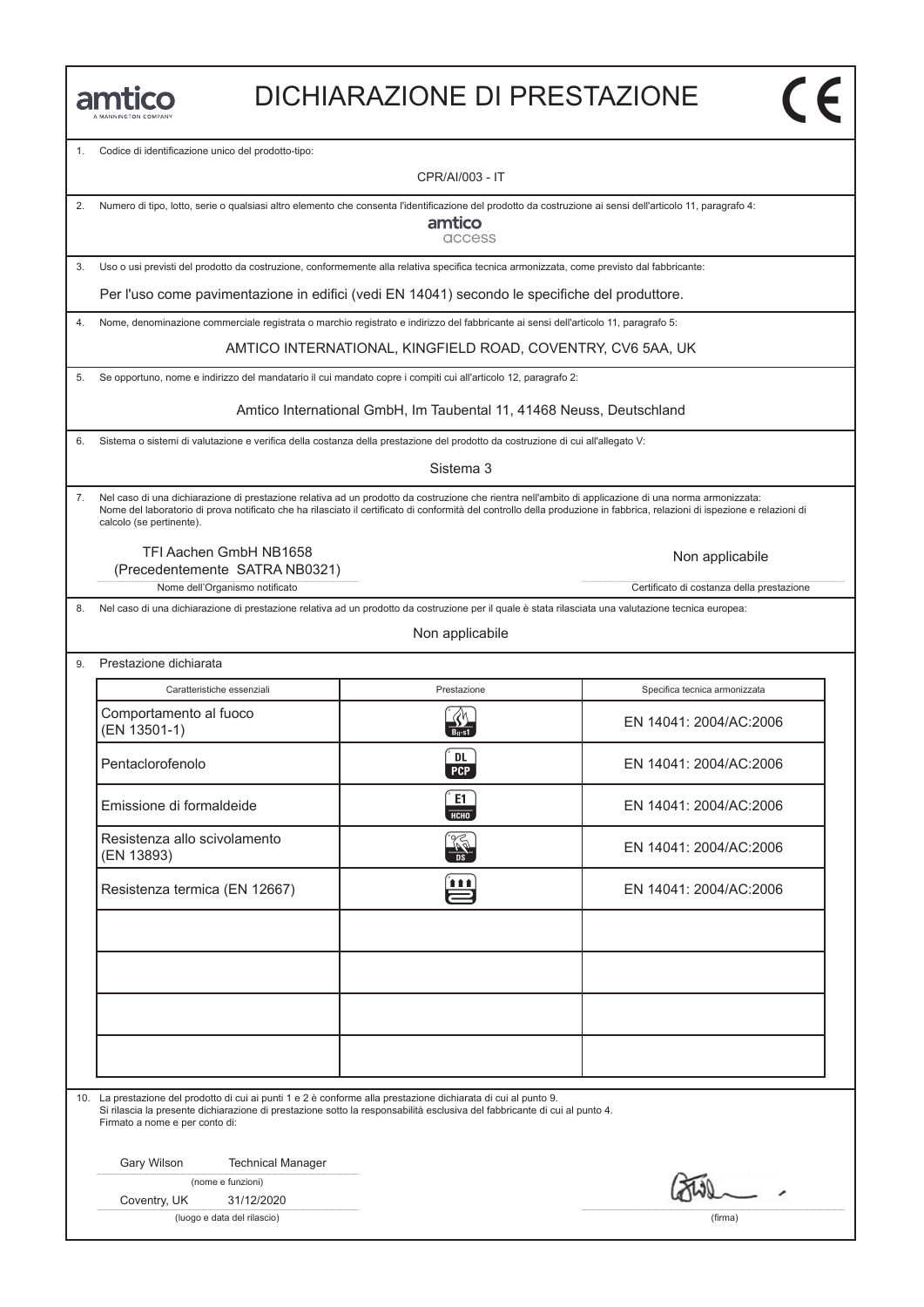amtico
A MANNINGTON COMPANY

# DICHIARAZIONE DI PRESTAZIONE

CE

1. Codice di identificazione unico del prodotto-tipo:

CPR/AI/003 - IT

2. Numero di tipo, lotto, serie o qualsiasi altro elemento che consenta l'identificazione del prodotto da costruzione ai sensi dell'articolo 11, paragrafo 4:

amtico access

3. Uso o usi previsti del prodotto da costruzione, conformemente alla relativa specifica tecnica armonizzata, come previsto dal fabbricante:

Per l'uso come pavimentazione in edifici (vedi EN 14041) secondo le specifiche del produttore.

4. Nome, denominazione commerciale registrata o marchio registrato e indirizzo del fabbricante ai sensi dell'articolo 11, paragrafo 5:

AMTICO INTERNATIONAL, KINGFIELD ROAD, COVENTRY, CV6 5AA, UK

5. Se opportuno, nome e indirizzo del mandatario il cui mandato copre i compiti cui all'articolo 12, paragrafo 2:

Amtico International GmbH, Im Taubental 11, 41468 Neuss, Deutschland

6. Sistema o sistemi di valutazione e verifica della costanza della prestazione del prodotto da costruzione di cui all'allegato V:

Sistema 3

7. Nel caso di una dichiarazione di prestazione relativa ad un prodotto da costruzione che rientra nell'ambito di applicazione di una norma armonizzata:
Nome del laboratorio di prova notificato che ha rilasciato il certificato di conformità del controllo della produzione in fabbrica, relazioni di ispezione e relazioni di calcolo (se pertinente).

TFI Aachen GmbH NB1658
(Precedentemente SATRA NB0321)
Nome dell'Organismo notificato

Non applicabile
Certificato di costanza della prestazione

8. Nel caso di una dichiarazione di prestazione relativa ad un prodotto da costruzione per il quale è stata rilasciata una valutazione tecnica europea:

Non applicabile

9. Prestazione dichiarata

| Caratteristiche essenziali | Prestazione | Specifica tecnica armonizzata |
|---|---|---|
| Comportamento al fuoco (EN 13501-1) | $B_{fl}$-s1 | EN 14041: 2004/AC:2006 |
| Pentaclorofenolo | DL PCP | EN 14041: 2004/AC:2006 |
| Emissione di formaldeide | E1 HCHO | EN 14041: 2004/AC:2006 |
| Resistenza allo scivolamento (EN 13893) | DS | EN 14041: 2004/AC:2006 |
| Resistenza termica (EN 12667) | | EN 14041: 2004/AC:2006 |
| | | |
| | | |
| | | |
| | | |

10. La prestazione del prodotto di cui ai punti 1 e 2 è conforme alla prestazione dichiarata di cui al punto 9.
Si rilascia la presente dichiarazione di prestazione sotto la responsabilità esclusiva del fabbricante di cui al punto 4.
Firmato a nome e per conto di:

Gary Wilson Technical Manager
(nome e funzioni)

Coventry, UK 31/12/2020
(luogo e data del rilascio)

(firma)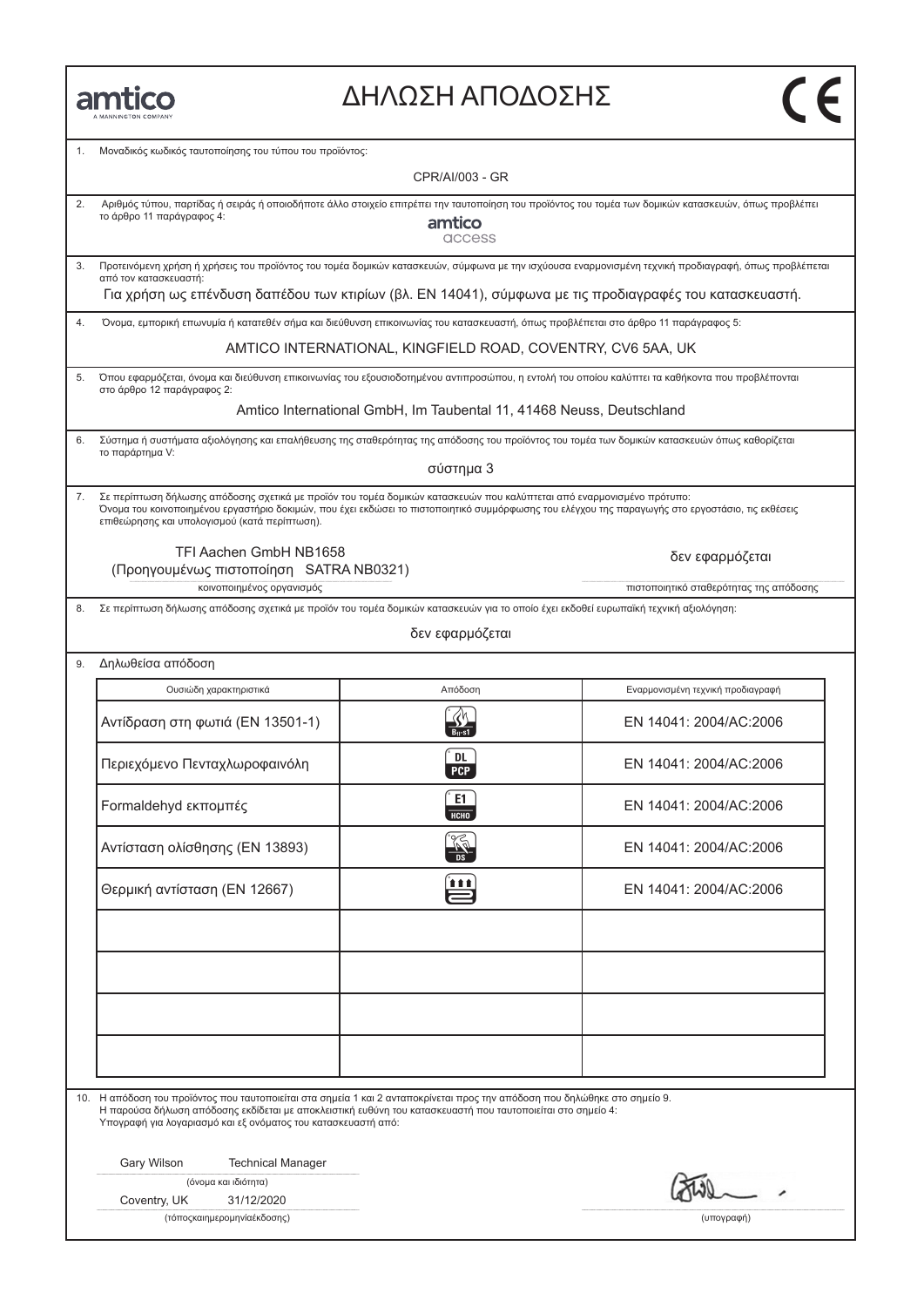amtico
A MANNINGTON COMPANY

# ΔΗΛΩΣΗ ΑΠΟΔΟΣΗΣ

CE

1. Μοναδικός κωδικός ταυτοποίησης του τύπου του προϊόντος:

CPR/AI/003 - GR

2. Αριθμός τύπου, παρτίδας ή σειράς ή οποιοδήποτε άλλο στοιχείο επιτρέπει την ταυτοποίηση του προϊόντος του τομέα των δομικών κατασκευών, όπως προβλέπει το άρθρο 11 παράγραφος 4:

amtico access

3. Προτεινόμενη χρήση ή χρήσεις του προϊόντος του τομέα δομικών κατασκευών, σύμφωνα με την ισχύουσα εναρμονισμένη τεχνική προδιαγραφή, όπως προβλέπεται από τον κατασκευαστή:

Για χρήση ως επένδυση δαπέδου των κτιρίων (βλ. EN 14041), σύμφωνα με τις προδιαγραφές του κατασκευαστή.

4. Όνομα, εμπορική επωνυμία ή κατατεθέν σήμα και διεύθυνση επικοινωνίας του κατασκευαστή, όπως προβλέπεται στο άρθρο 11 παράγραφος 5:

AMTICO INTERNATIONAL, KINGFIELD ROAD, COVENTRY, CV6 5AA, UK

5. Όπου εφαρμόζεται, όνομα και διεύθυνση επικοινωνίας του εξουσιοδοτημένου αντιπροσώπου, η εντολή του οποίου καλύπτει τα καθήκοντα που προβλέπονται στο άρθρο 12 παράγραφος 2:

Amtico International GmbH, Im Taubental 11, 41468 Neuss, Deutschland

6. Σύστημα ή συστήματα αξιολόγησης και επαλήθευσης της σταθερότητας της απόδοσης του προϊόντος του τομέα των δομικών κατασκευών όπως καθορίζεται το παράρτημα V:

σύστημα 3

7. Σε περίπτωση δήλωσης απόδοσης σχετικά με προϊόν του τομέα δομικών κατασκευών που καλύπτεται από εναρμονισμένο πρότυπο:
Όνομα του κοινοποιημένου εργαστήριο δοκιμών, που έχει εκδόσει το πιστοποιητικό συμμόρφωσης του ελέγχου της παραγωγής στο εργοστάσιο, τις εκθέσεις επιθεώρησης και υπολογισμού (κατά περίπτωση).

TFI Aachen GmbH NB1658
(Προηγουμένως πιστοποίηση SATRA NB0321)
κοινοποιημένος οργανισμός

δεν εφαρμόζεται
πιστοποιητικό σταθερότητας της απόδοσης

8. Σε περίπτωση δήλωσης απόδοσης σχετικά με προϊόν του τομέα δομικών κατασκευών για το οποίο έχει εκδοθεί ευρωπαϊκή τεχνική αξιολόγηση:

δεν εφαρμόζεται

9. Δηλωθείσα απόδοση

| Ουσιώδη χαρακτηριστικά | Απόδοση | Εναρμονισμένη τεχνική προδιαγραφή |
|---|---|---|
| Αντίδραση στη φωτιά (EN 13501-1) | $B_{fl}$-s1 | EN 14041: 2004/AC:2006 |
| Περιεχόμενο Πενταχλωροφαινόλη | DL PCP | EN 14041: 2004/AC:2006 |
| Formaldehyd εκπομπές | E1 HCHO | EN 14041: 2004/AC:2006 |
| Αντίσταση ολίσθησης (EN 13893) | DS | EN 14041: 2004/AC:2006 |
| Θερμική αντίσταση (EN 12667) | | EN 14041: 2004/AC:2006 |
| | | |
| | | |
| | | |
| | | |

10. Η απόδοση του προϊόντος που ταυτοποιείται στα σημεία 1 και 2 ανταποκρίνεται προς την απόδοση που δηλώθηκε στο σημείο 9.
Η παρούσα δήλωση απόδοσης εκδίδεται με αποκλειστική ευθύνη του κατασκευαστή που ταυτοποιείται στο σημείο 4:
Υπογραφή για λογαριασμό και εξ ονόματος του κατασκευαστή από:

Gary Wilson Technical Manager
(όνομα και ιδιότητα)

Coventry, UK 31/12/2020
(τόποςκαιημερομηνίαέκδοσης)

(υπογραφή)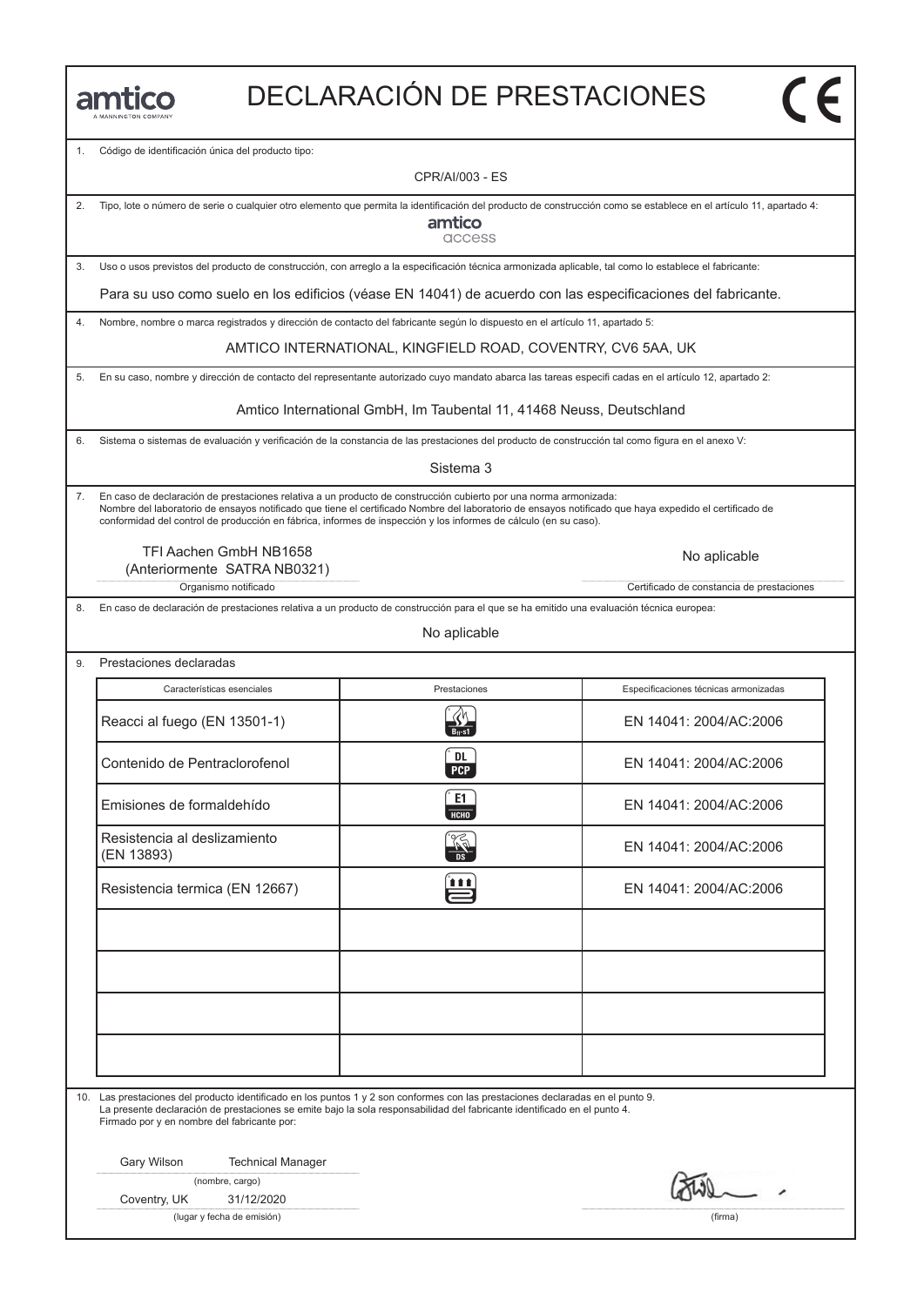amtico
A MANNINGTON COMPANY

# DECLARACIÓN DE PRESTACIONES

CE

1. Código de identificación única del producto tipo:

CPR/AI/003 - ES

2. Tipo, lote o número de serie o cualquier otro elemento que permita la identificación del producto de construcción como se establece en el artículo 11, apartado 4:

amtico access

3. Uso o usos previstos del producto de construcción, con arreglo a la especificación técnica armonizada aplicable, tal como lo establece el fabricante:

Para su uso como suelo en los edificios (véase EN 14041) de acuerdo con las especificaciones del fabricante.

4. Nombre, nombre o marca registrados y dirección de contacto del fabricante según lo dispuesto en el artículo 11, apartado 5:

AMTICO INTERNATIONAL, KINGFIELD ROAD, COVENTRY, CV6 5AA, UK

5. En su caso, nombre y dirección de contacto del representante autorizado cuyo mandato abarca las tareas especifi cadas en el artículo 12, apartado 2:

Amtico International GmbH, Im Taubental 11, 41468 Neuss, Deutschland

6. Sistema o sistemas de evaluación y verificación de la constancia de las prestaciones del producto de construcción tal como figura en el anexo V:

Sistema 3

7. En caso de declaración de prestaciones relativa a un producto de construcción cubierto por una norma armonizada:
Nombre del laboratorio de ensayos notificado que tiene el certificado Nombre del laboratorio de ensayos notificado que haya expedido el certificado de conformidad del control de producción en fábrica, informes de inspección y los informes de cálculo (en su caso).

| TFI Aachen GmbH NB1658 (Anteriormente SATRA NB0321) | No aplicable |
|---|---|
| Organismo notificado | Certificado de constancia de prestaciones |

8. En caso de declaración de prestaciones relativa a un producto de construcción para el que se ha emitido una evaluación técnica europea:

No aplicable

9. Prestaciones declaradas

| Características esenciales | Prestaciones | Especificaciones técnicas armonizadas |
|---|---|---|
| Reacci al fuego (EN 13501-1) | $B_{fl}$-s1 | EN 14041: 2004/AC:2006 |
| Contenido de Pentraclorofenol | DL PCP | EN 14041: 2004/AC:2006 |
| Emisiones de formaldehído | E1 HCHO | EN 14041: 2004/AC:2006 |
| Resistencia al deslizamiento (EN 13893) | DS | EN 14041: 2004/AC:2006 |
| Resistencia termica (EN 12667) | | EN 14041: 2004/AC:2006 |
| | | |
| | | |
| | | |
| | | |

10. Las prestaciones del producto identificado en los puntos 1 y 2 son conformes con las prestaciones declaradas en el punto 9.
La presente declaración de prestaciones se emite bajo la sola responsabilidad del fabricante identificado en el punto 4.
Firmado por y en nombre del fabricante por:

Gary Wilson Technical Manager
(nombre, cargo)

Coventry, UK 31/12/2020
(lugar y fecha de emisión)

(firma)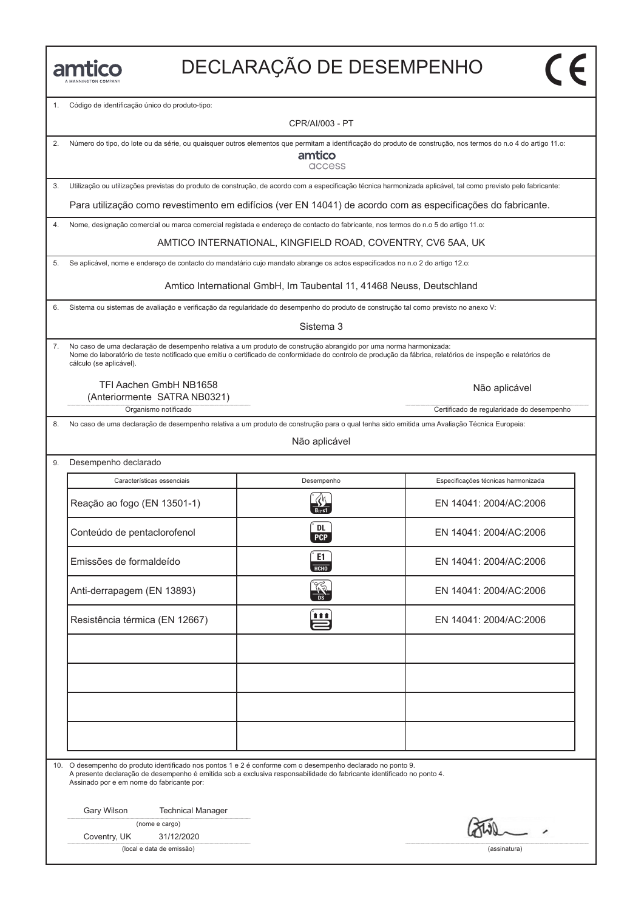amtico

A MANNINGTON COMPANY

# DECLARAÇÃO DE DESEMPENHO

CE

1. Código de identificação único do produto-tipo:

CPR/AI/003 - PT

2. Número do tipo, do lote ou da série, ou quaisquer outros elementos que permitam a identificação do produto de construção, nos termos do n.o 4 do artigo 11.o:

amtico access

3. Utilização ou utilizações previstas do produto de construção, de acordo com a especificação técnica harmonizada aplicável, tal como previsto pelo fabricante:

Para utilização como revestimento em edifícios (ver EN 14041) de acordo com as especificações do fabricante.

4. Nome, designação comercial ou marca comercial registada e endereço de contacto do fabricante, nos termos do n.o 5 do artigo 11.o:

AMTICO INTERNATIONAL, KINGFIELD ROAD, COVENTRY, CV6 5AA, UK

5. Se aplicável, nome e endereço de contacto do mandatário cujo mandato abrange os actos especificados no n.o 2 do artigo 12.o:

Amtico International GmbH, Im Taubental 11, 41468 Neuss, Deutschland

6. Sistema ou sistemas de avaliação e verificação da regularidade do desempenho do produto de construção tal como previsto no anexo V:

Sistema 3

7. No caso de uma declaração de desempenho relativa a um produto de construção abrangido por uma norma harmonizada:
Nome do laboratório de teste notificado que emitiu o certificado de conformidade do controlo de produção da fábrica, relatórios de inspeção e relatórios de cálculo (se aplicável).

TFI Aachen GmbH NB1658
(Anteriormente SATRA NB0321)
Organismo notificado

Não aplicável
Certificado de regularidade do desempenho

8. No caso de uma declaração de desempenho relativa a um produto de construção para o qual tenha sido emitida uma Avaliação Técnica Europeia:

Não aplicável

9. Desempenho declarado

| Características essenciais | Desempenho | Especificações técnicas harmonizada |
|---|---|---|
| Reação ao fogo (EN 13501-1) | $B_{fl}$-s1 | EN 14041: 2004/AC:2006 |
| Conteúdo de pentaclorofenol | DL PCP | EN 14041: 2004/AC:2006 |
| Emissões de formaldeído | E1 HCHO | EN 14041: 2004/AC:2006 |
| Anti-derrapagem (EN 13893) | DS | EN 14041: 2004/AC:2006 |
| Resistência térmica (EN 12667) | | EN 14041: 2004/AC:2006 |
| | | |
| | | |
| | | |
| | | |

10. O desempenho do produto identificado nos pontos 1 e 2 é conforme com o desempenho declarado no ponto 9.
A presente declaração de desempenho é emitida sob a exclusiva responsabilidade do fabricante identificado no ponto 4.
Assinado por e em nome do fabricante por:

Gary Wilson Technical Manager
(nome e cargo)

Coventry, UK 31/12/2020
(local e data de emissão)

(assinatura)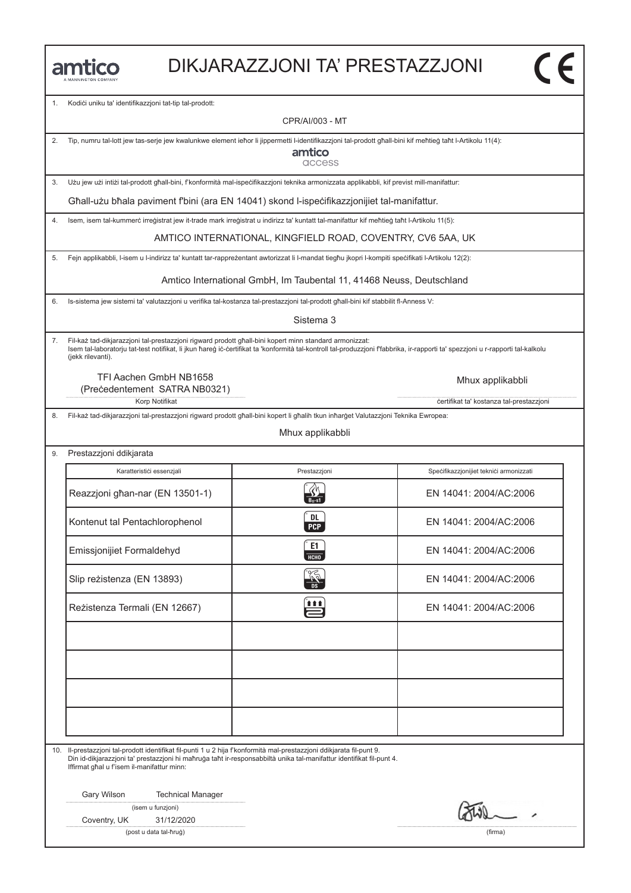amtico
A MANNINGTON COMPANY

# DIKJARAZZJONI TA' PRESTAZZJONI

CE

1. Kodiċi uniku ta' identifikazzjoni tat-tip tal-prodott:

CPR/AI/003 - MT

2. Tip, numru tal-lott jew tas-serje jew kwalunkwe element ieħor li jippermetti l-identifikazzjoni tal-prodott għall-bini kif meħtieġ taħt l-Artikolu 11(4):

amtico access

3. Użu jew użi intiżi tal-prodott għall-bini, f'konformità mal-ispeċifikazzjoni teknika armonizzata applikabbli, kif previst mill-manifattur:

Għall-użu bħala paviment f'bini (ara EN 14041) skond l-ispeċifikazzjonijiet tal-manifattur.

4. Isem, isem tal-kummerċ irreġistrat jew it-trade mark irreġistrat u indirizz ta' kuntatt tal-manifattur kif meħtieġ taħt l-Artikolu 11(5):

AMTICO INTERNATIONAL, KINGFIELD ROAD, COVENTRY, CV6 5AA, UK

5. Fejn applikabbli, l-isem u l-indirizz ta' kuntatt tar-rappreżentant awtorizzat li l-mandat tiegħu jkopri l-kompiti speċifikati l-Artikolu 12(2):

Amtico International GmbH, Im Taubental 11, 41468 Neuss, Deutschland

6. Is-sistema jew sistemi ta' valutazzjoni u verifika tal-kostanza tal-prestazzjoni tal-prodott għall-bini kif stabbilit fl-Anness V:

Sistema 3

7. Fil-każ tad-dikjarazzjoni tal-prestazzjoni rigward prodott għall-bini kopert minn standard armonizzat:
Isem tal-laboratorju tat-test notifikat, li jkun ħareġ iċ-ċertifikat ta 'konformità tal-kontroll tal-produzzjoni f'fabbrika, ir-rapporti ta' spezzjoni u r-rapporti tal-kalkolu (jekk rilevanti).

TFI Aachen GmbH NB1658
(Preċedentement SATRA NB0321)
Korp Notifikat

Mhux applikabbli
ċertifikat ta' kostanza tal-prestazzjoni

8. Fil-każ tad-dikjarazzjoni tal-prestazzjoni rigward prodott għall-bini kopert li għalih tkun inħarġet Valutazzjoni Teknika Ewropea:

Mhux applikabbli

9. Prestazzjoni ddikjarata

| Karatteristiċi essenzjali | Prestazzjoni | Speċifikazzjonijiet tekniċi armonizzati |
|---|---|---|
| Reazzjoni għan-nar (EN 13501-1) | $B_{fl}$-s1 | EN 14041: 2004/AC:2006 |
| Kontenut tal Pentachlorophenol | DL PCP | EN 14041: 2004/AC:2006 |
| Emissjonijiet Formaldehyd | E1 HCHO | EN 14041: 2004/AC:2006 |
| Slip reżistenza (EN 13893) | DS | EN 14041: 2004/AC:2006 |
| Reżistenza Termali (EN 12667) | | EN 14041: 2004/AC:2006 |
| | | |
| | | |
| | | |
| | | |

10. Il-prestazzjoni tal-prodott identifikat fil-punti 1 u 2 hija f'konformità mal-prestazzjoni ddikjarata fil-punt 9.
Din id-dikjarazzjoni ta' prestazzjoni hi maħruġa taħt ir-responsabbiltà unika tal-manifattur identifikat fil-punt 4.
Iffirmat għal u f'isem il-manifattur minn:

Gary Wilson Technical Manager
(isem u funzjoni)

Coventry, UK 31/12/2020
(post u data tal-ħruġ)

(firma)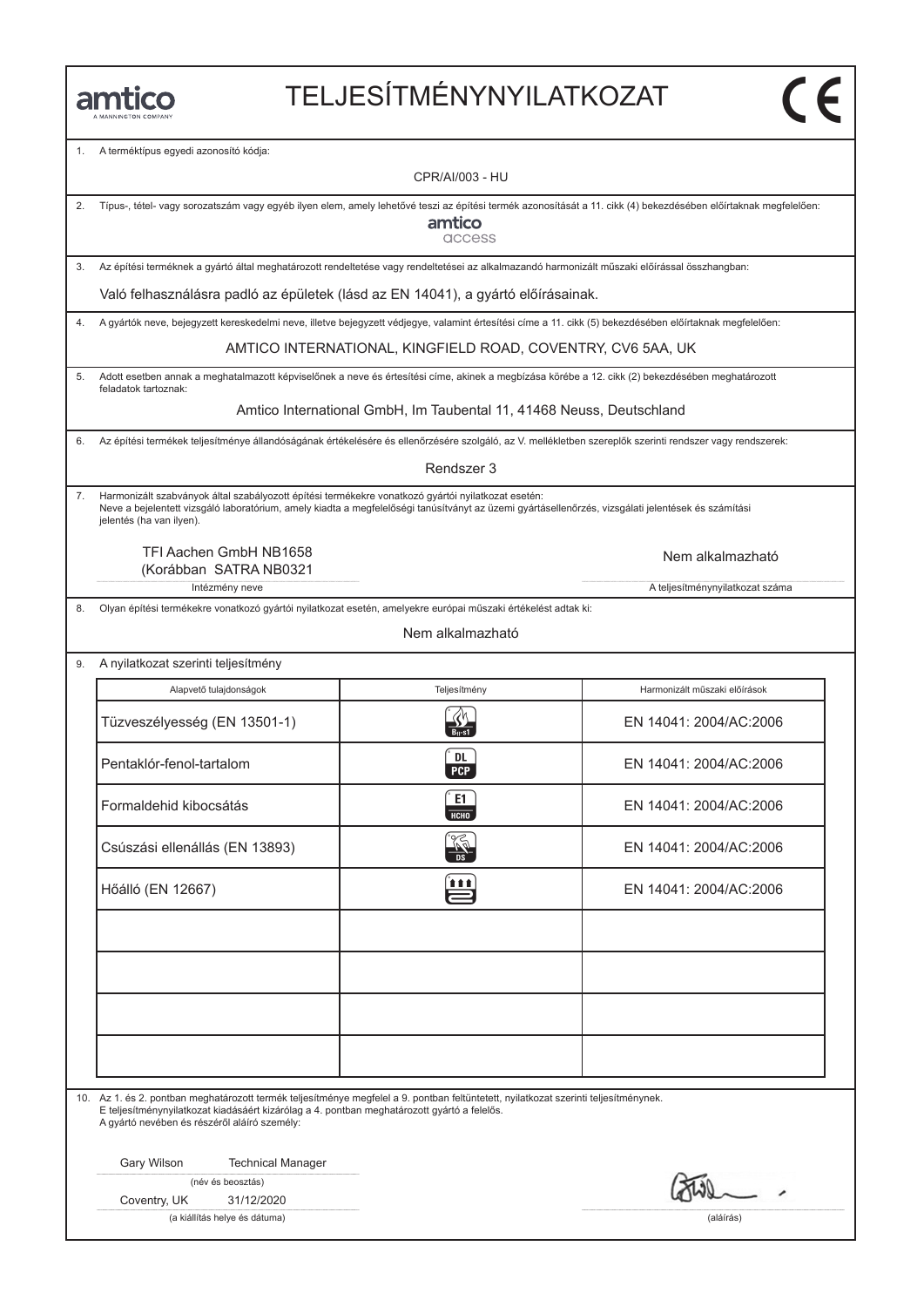amtico
A MANNINGTON COMPANY

# TELJESÍTMÉNYNYILATKOZAT

CE

1. A terméktípus egyedi azonosító kódja:

CPR/AI/003 - HU

2. Típus-, tétel- vagy sorozatszám vagy egyéb ilyen elem, amely lehetővé teszi az építési termék azonosítását a 11. cikk (4) bekezdésében előírtaknak megfelelően:

amtico access

3. Az építési terméknek a gyártó által meghatározott rendeltetése vagy rendeltetései az alkalmazandó harmonizált műszaki előírással összhangban:

Való felhasználásra padló az épületek (lásd az EN 14041), a gyártó előírásainak.

4. A gyártók neve, bejegyzett kereskedelmi neve, illetve bejegyzett védjegye, valamint értesítési címe a 11. cikk (5) bekezdésében előírtaknak megfelelően:

AMTICO INTERNATIONAL, KINGFIELD ROAD, COVENTRY, CV6 5AA, UK

5. Adott esetben annak a meghatalmazott képviselőnek a neve és értesítési címe, akinek a megbízása körébe a 12. cikk (2) bekezdésében meghatározott feladatok tartoznak:

Amtico International GmbH, Im Taubental 11, 41468 Neuss, Deutschland

6. Az építési termékek teljesítménye állandóságának értékelésére és ellenőrzésére szolgáló, az V. mellékletben szereplők szerinti rendszer vagy rendszerek:

Rendszer 3

7. Harmonizált szabványok által szabályozott építési termékekre vonatkozó gyártói nyilatkozat esetén:
Neve a bejelentett vizsgáló laboratórium, amely kiadta a megfelelőségi tanúsítványt az üzemi gyártásellenőrzés, vizsgálati jelentések és számítási jelentés (ha van ilyen).

TFI Aachen GmbH NB1658
(Korábban SATRA NB0321

Intézmény neve

Nem alkalmazható

A teljesítménynyilatkozat száma

8. Olyan építési termékekre vonatkozó gyártói nyilatkozat esetén, amelyekre európai műszaki értékelést adtak ki:

Nem alkalmazható

9. A nyilatkozat szerinti teljesítmény

| Alapvető tulajdonságok | Teljesítmény | Harmonizált műszaki előírások |
|---|---|---|
| Tüzveszélyesség (EN 13501-1) | $B_{fl}$-s1 | EN 14041: 2004/AC:2006 |
| Pentaklór-fenol-tartalom | DL PCP | EN 14041: 2004/AC:2006 |
| Formaldehid kibocsátás | E1 HCHO | EN 14041: 2004/AC:2006 |
| Csúszási ellenállás (EN 13893) | DS | EN 14041: 2004/AC:2006 |
| Hőálló (EN 12667) | | EN 14041: 2004/AC:2006 |
| | | |
| | | |
| | | |
| | | |

10. Az 1. és 2. pontban meghatározott termék teljesítménye megfelel a 9. pontban feltüntetett, nyilatkozat szerinti teljesítménynek.
E teljesítménynyilatkozat kiadásáért kizárólag a 4. pontban meghatározott gyártó a felelős.
A gyártó nevében és részéről aláíró személy:

Gary Wilson Technical Manager

(név és beosztás)

Coventry, UK 31/12/2020

(a kiállítás helye és dátuma)

(aláírás)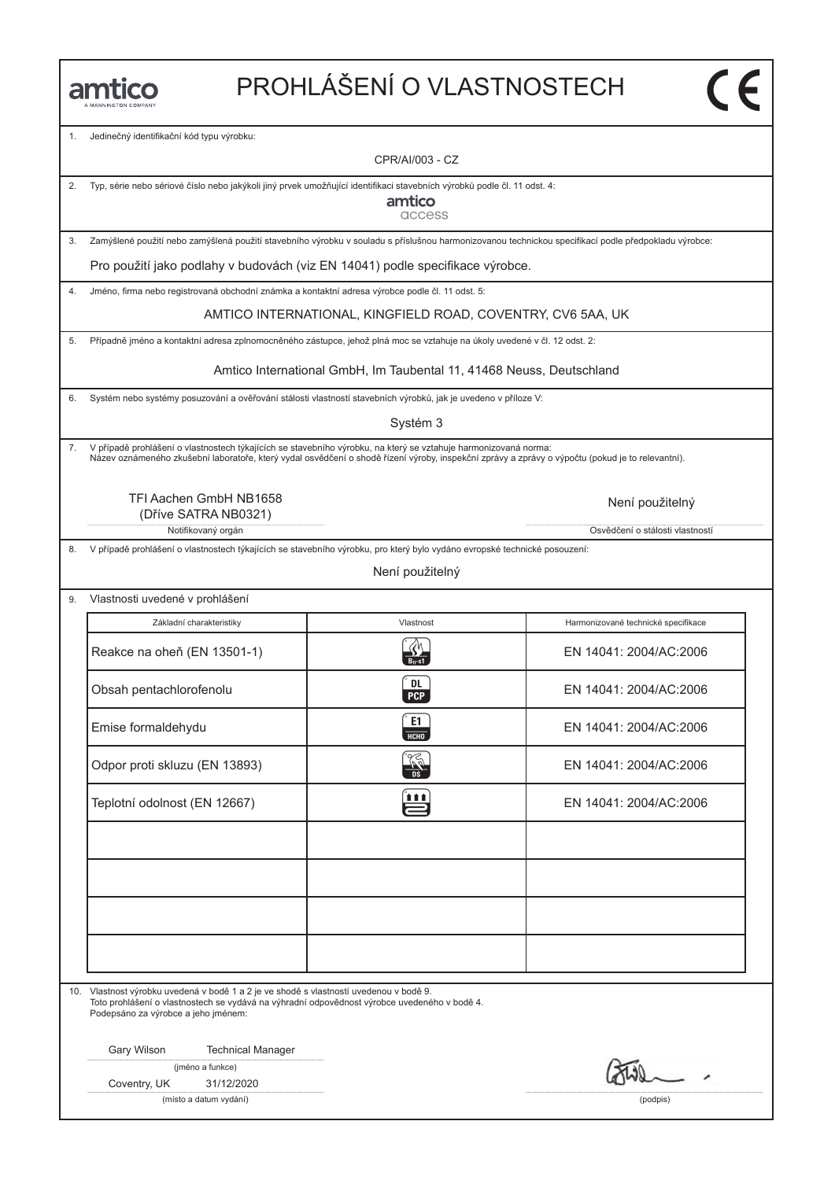# amtico

A MANNINGTON COMPANY

# PROHLÁŠENÍ O VLASTNOSTECH

CE

1. Jedinečný identifikační kód typu výrobku:

CPR/AI/003 - CZ

2. Typ, série nebo sériové číslo nebo jakýkoli jiný prvek umožňující identifikaci stavebních výrobků podle čl. 11 odst. 4:

amtico access

3. Zamýšlené použití nebo zamýšlená použití stavebního výrobku v souladu s příslušnou harmonizovanou technickou specifikací podle předpokladu výrobce:

Pro použití jako podlahy v budovách (viz EN 14041) podle specifikace výrobce.

4. Jméno, firma nebo registrovaná obchodní známka a kontaktní adresa výrobce podle čl. 11 odst. 5:

AMTICO INTERNATIONAL, KINGFIELD ROAD, COVENTRY, CV6 5AA, UK

5. Případně jméno a kontaktní adresa zplnomocněného zástupce, jehož plná moc se vztahuje na úkoly uvedené v čl. 12 odst. 2:

Amtico International GmbH, Im Taubental 11, 41468 Neuss, Deutschland

6. Systém nebo systémy posuzování a ověřování stálosti vlastností stavebních výrobků, jak je uvedeno v příloze V:

Systém 3

7. V případě prohlášení o vlastnostech týkajících se stavebního výrobku, na který se vztahuje harmonizovaná norma:
Název oznámeného zkušební laboratoře, který vydal osvědčení o shodě řízení výroby, inspekční zprávy a zprávy o výpočtu (pokud je to relevantní).

TFI Aachen GmbH NB1658
(Dříve SATRA NB0321)
Notifikovaný orgán

Není použitelný
Osvědčení o stálosti vlastností

8. V případě prohlášení o vlastnostech týkajících se stavebního výrobku, pro který bylo vydáno evropské technické posouzení:

Není použitelný

9. Vlastnosti uvedené v prohlášení

| Základní charakteristiky | Vlastnost | Harmonizované technické specifikace |
|---|---|---|
| Reakce na oheň (EN 13501-1) | $B_{fl}$-s1 | EN 14041: 2004/AC:2006 |
| Obsah pentachlorofenolu | DL PCP | EN 14041: 2004/AC:2006 |
| Emise formaldehydu | E1 HCHO | EN 14041: 2004/AC:2006 |
| Odpor proti skluzu (EN 13893) | DS | EN 14041: 2004/AC:2006 |
| Teplotní odolnost (EN 12667) | | EN 14041: 2004/AC:2006 |
| | | |
| | | |
| | | |
| | | |

10. Vlastnost výrobku uvedená v bodě 1 a 2 je ve shodě s vlastností uvedenou v bodě 9.
Toto prohlášení o vlastnostech se vydává na výhradní odpovědnost výrobce uvedeného v bodě 4.
Podepsáno za výrobce a jeho jménem:

Gary Wilson Technical Manager
(jméno a funkce)

Coventry, UK 31/12/2020
(místo a datum vydání)

(podpis)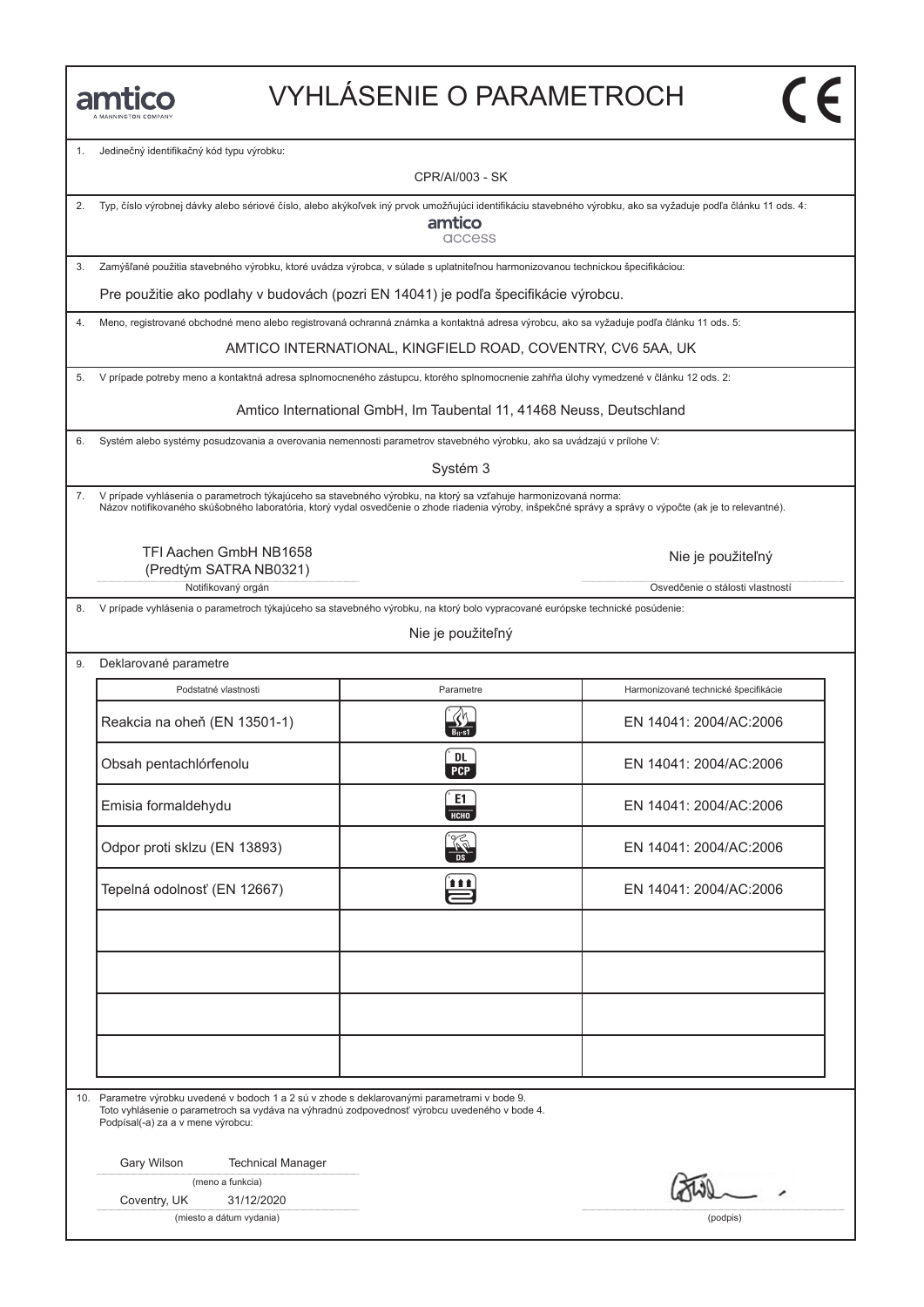# VYHLÁSENIE O PARAMETROCH

amtico
A MANNINGTON COMPANY

CE

1. Jedinečný identifikačný kód typu výrobku:

CPR/AI/003 - SK

2. Typ, číslo výrobnej dávky alebo sériové číslo, alebo akýkoľvek iný prvok umožňujúci identifikáciu stavebného výrobku, ako sa vyžaduje podľa článku 11 ods. 4:

amtico access

3. Zamýšľané použitia stavebného výrobku, ktoré uvádza výrobca, v súlade s uplatniteľnou harmonizovanou technickou špecifikáciou:

Pre použitie ako podlahy v budovách (pozri EN 14041) je podľa špecifikácie výrobcu.

4. Meno, registrované obchodné meno alebo registrovaná ochranná známka a kontaktná adresa výrobcu, ako sa vyžaduje podľa článku 11 ods. 5:

AMTICO INTERNATIONAL, KINGFIELD ROAD, COVENTRY, CV6 5AA, UK

5. V prípade potreby meno a kontaktná adresa splnomocneného zástupcu, ktorého splnomocnenie zahŕňa úlohy vymedzené v článku 12 ods. 2:

Amtico International GmbH, Im Taubental 11, 41468 Neuss, Deutschland

6. Systém alebo systémy posudzovania a overovania nemennosti parametrov stavebného výrobku, ako sa uvádzajú v prílohe V:

Systém 3

7. V prípade vyhlásenia o parametroch týkajúceho sa stavebného výrobku, na ktorý sa vzťahuje harmonizovaná norma:
Názov notifikovaného skúšobného laboratória, ktorý vydal osvedčenie o zhode riadenia výroby, inšpekčné správy a správy o výpočte (ak je to relevantné).

TFI Aachen GmbH NB1658
(Predtým SATRA NB0321)
Notifikovaný orgán

Nie je použiteľný
Osvedčenie o stálosti vlastností

8. V prípade vyhlásenia o parametroch týkajúceho sa stavebného výrobku, na ktorý bolo vypracované európske technické posúdenie:

Nie je použiteľný

9. Deklarované parametre

| Podstatné vlastnosti | Parametre | Harmonizované technické špecifikácie |
|---|---|---|
| Reakcia na oheň (EN 13501-1) | $B_{fl}$-s1 | EN 14041: 2004/AC:2006 |
| Obsah pentachlórfenolu | DL PCP | EN 14041: 2004/AC:2006 |
| Emisia formaldehydu | E1 HCHO | EN 14041: 2004/AC:2006 |
| Odpor proti sklzu (EN 13893) | DS | EN 14041: 2004/AC:2006 |
| Tepelná odolnosť (EN 12667) | | EN 14041: 2004/AC:2006 |
| | | |
| | | |
| | | |
| | | |

10. Parametre výrobku uvedené v bodoch 1 a 2 sú v zhode s deklarovanými parametrami v bode 9.
Toto vyhlásenie o parametroch sa vydáva na výhradnú zodpovednosť výrobcu uvedeného v bode 4.
Podpísal(-a) za a v mene výrobcu:

Gary Wilson Technical Manager
(meno a funkcia)

Coventry, UK 31/12/2020
(miesto a dátum vydania)

(podpis)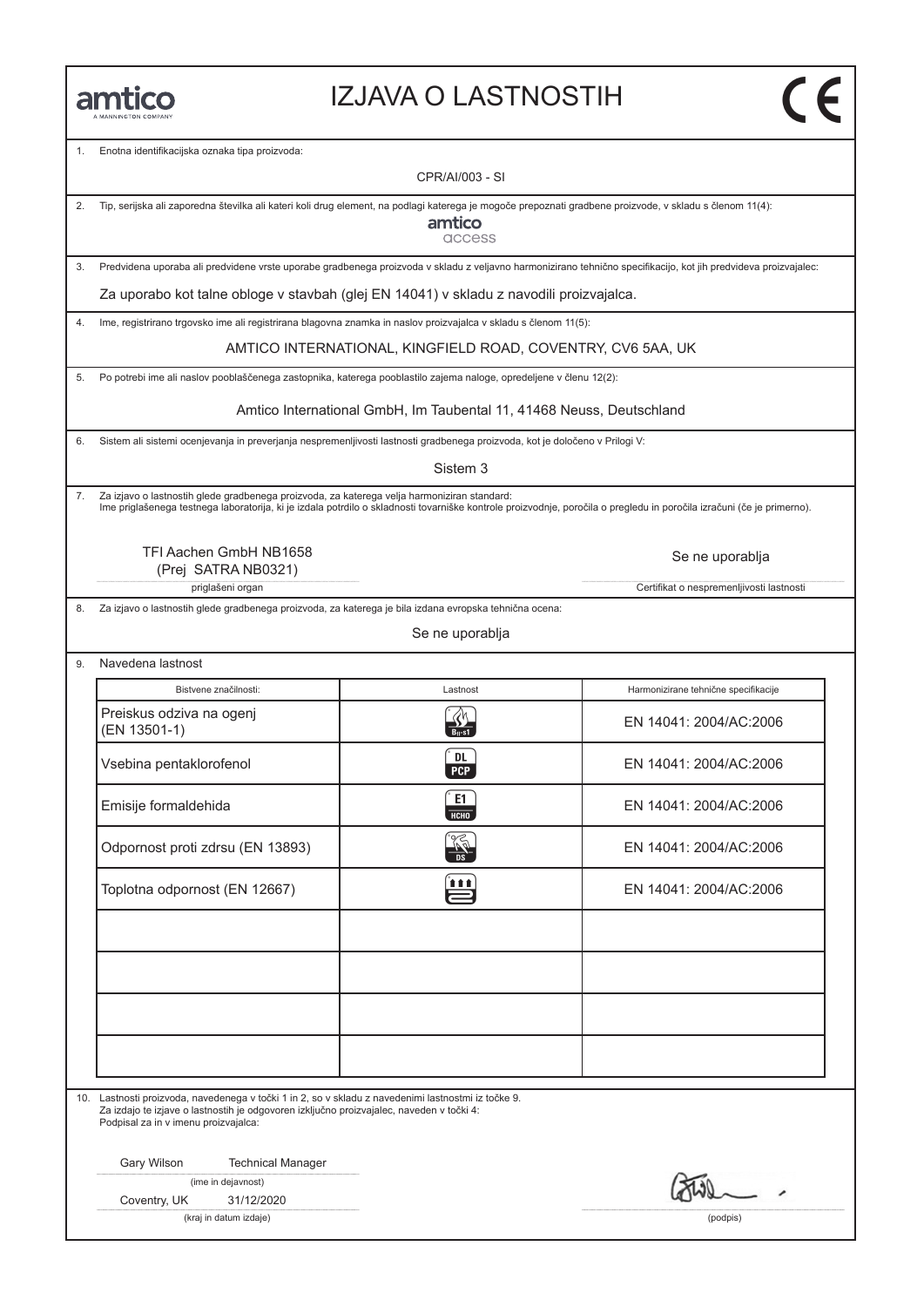# IZJAVA O LASTNOSTIH

amtico
A MANNINGTON COMPANY

CE

1. Enotna identifikacijska oznaka tipa proizvoda:

CPR/AI/003 - SI

2. Tip, serijska ali zaporedna številka ali kateri koli drug element, na podlagi katerega je mogoče prepoznati gradbene proizvode, v skladu s členom 11(4):

amtico access

3. Predvidena uporaba ali predvidene vrste uporabe gradbenega proizvoda v skladu z veljavno harmonizirano tehnično specifikacijo, kot jih predvideva proizvajalec:

Za uporabo kot talne obloge v stavbah (glej EN 14041) v skladu z navodili proizvajalca.

4. Ime, registrirano trgovsko ime ali registrirana blagovna znamka in naslov proizvajalca v skladu s členom 11(5):

AMTICO INTERNATIONAL, KINGFIELD ROAD, COVENTRY, CV6 5AA, UK

5. Po potrebi ime ali naslov pooblaščenega zastopnika, katerega pooblastilo zajema naloge, opredeljene v členu 12(2):

Amtico International GmbH, Im Taubental 11, 41468 Neuss, Deutschland

6. Sistem ali sistemi ocenjevanja in preverjanja nespremenljivosti lastnosti gradbenega proizvoda, kot je določeno v Prilogi V:

Sistem 3

7. Za izjavo o lastnostih glede gradbenega proizvoda, za katerega velja harmoniziran standard:
Ime priglašenega testnega laboratorija, ki je izdala potrdilo o skladnosti tovarniške kontrole proizvodnje, poročila o pregledu in poročila izračuni (če je primerno).

TFI Aachen GmbH NB1658
(Prej SATRA NB0321)
priglašeni organ

Se ne uporablja
Certifikat o nespremenljivosti lastnosti

8. Za izjavo o lastnostih glede gradbenega proizvoda, za katerega je bila izdana evropska tehnična ocena:

Se ne uporablja

9. Navedena lastnost

| Bistvene značilnosti: | Lastnost | Harmonizirane tehnične specifikacije |
|---|---|---|
| Preiskus odziva na ogenj (EN 13501-1) | $B_{fl}$-s1 | EN 14041: 2004/AC:2006 |
| Vsebina pentaklorofenol | DL PCP | EN 14041: 2004/AC:2006 |
| Emisije formaldehida | E1 HCHO | EN 14041: 2004/AC:2006 |
| Odpornost proti zdrsu (EN 13893) | DS | EN 14041: 2004/AC:2006 |
| Toplotna odpornost (EN 12667) | | EN 14041: 2004/AC:2006 |
| | | |
| | | |
| | | |
| | | |

10. Lastnosti proizvoda, navedenega v točki 1 in 2, so v skladu z navedenimi lastnostmi iz točke 9.
Za izdajo te izjave o lastnostih je odgovoren izključno proizvajalec, naveden v točki 4:
Podpisal za in v imenu proizvajalca:

Gary Wilson Technical Manager
(ime in dejavnost)

Coventry, UK 31/12/2020
(kraj in datum izdaje)

(podpis)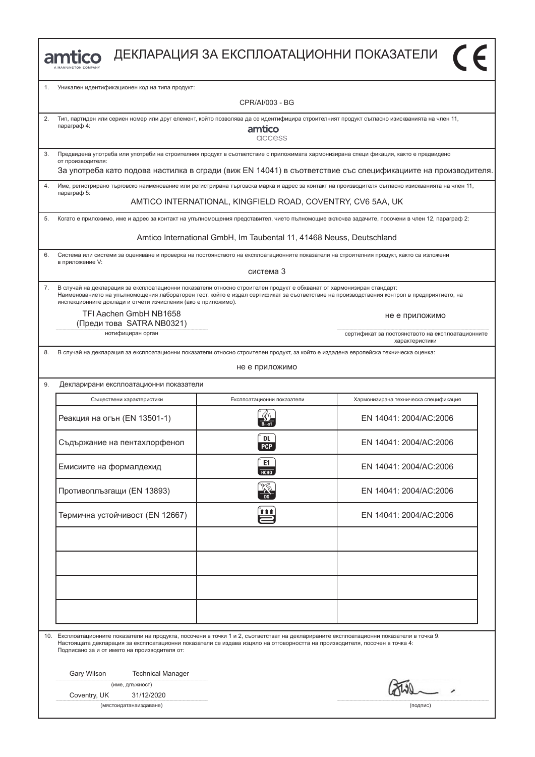amtico
A MANNINGTON COMPANY

# ДЕКЛАРАЦИЯ ЗА ЕКСПЛОАТАЦИОННИ ПОКАЗАТЕЛИ

CE

1. Уникален идентификационен код на типа продукт:

CPR/AI/003 - BG

2. Тип, партиден или сериен номер или друг елемент, който позволява да се идентифицира строителният продукт съгласно изискванията на член 11, параграф 4:

amtico access

3. Предвидена употреба или употреби на строителния продукт в съответствие с приложимата хармонизирана специ фикация, както е предвидено от производителя:

За употреба като подова настилка в сгради (виж EN 14041) в съответствие със спецификациите на производителя.

4. Име, регистрирано търговско наименование или регистрирана търговска марка и адрес за контакт на производителя съгласно изискванията на член 11, параграф 5:

AMTICO INTERNATIONAL, KINGFIELD ROAD, COVENTRY, CV6 5AA, UK

5. Когато е приложимо, име и адрес за контакт на упълномощения представител, чието пълномощие включва задачите, посочени в член 12, параграф 2:

Amtico International GmbH, Im Taubental 11, 41468 Neuss, Deutschland

6. Система или системи за оценяване и проверка на постоянството на експлоатационните показатели на строителния продукт, както са изложени в приложение V:

система 3

7. В случай на декларация за експлоатационни показатели относно строителен продукт е обхванат от хармонизиран стандарт: Наименованието на упълномощения лабораторен тест, който е издал сертификат за съответствие на производствения контрол в предприятието, на инспекционните доклади и отчети изчисления (ако е приложимо).

TFI Aachen GmbH NB1658
(Преди това SATRA NB0321)
нотифициран орган

не е приложимо
сертификат за постоянството на експлоатационните характеристики

8. В случай на декларация за експлоатационни показатели относно строителен продукт, за който е издадена европейска техническа оценка:

не е приложимо

9. Декларирани експлоатационни показатели

| Съществени характеристики | Експлоатационни показатели | Хармонизирана техническа спецификация |
|---|---|---|
| Реакция на огън (EN 13501-1) | $B_{fl}$-s1 | EN 14041: 2004/AC:2006 |
| Съдържание на пентахлорфенол | DL PCP | EN 14041: 2004/AC:2006 |
| Емисиите на формалдехид | E1 HCHO | EN 14041: 2004/AC:2006 |
| Противоплъзгащи (EN 13893) | DS | EN 14041: 2004/AC:2006 |
| Термична устойчивост (EN 12667) | | EN 14041: 2004/AC:2006 |
| | | |
| | | |
| | | |
| | | |

10. Експлоатационните показатели на продукта, посочени в точки 1 и 2, съответстват на декларираните експлоатационни показатели в точка 9. Настоящата декларация за експлоатационни показатели се издава изцяло на отговорността на производителя, посочен в точка 4: Подписано за и от името на производителя от:

Gary Wilson Technical Manager
(име, длъжност)

Coventry, UK 31/12/2020
(мястоидатанаиздаване)

(подпис)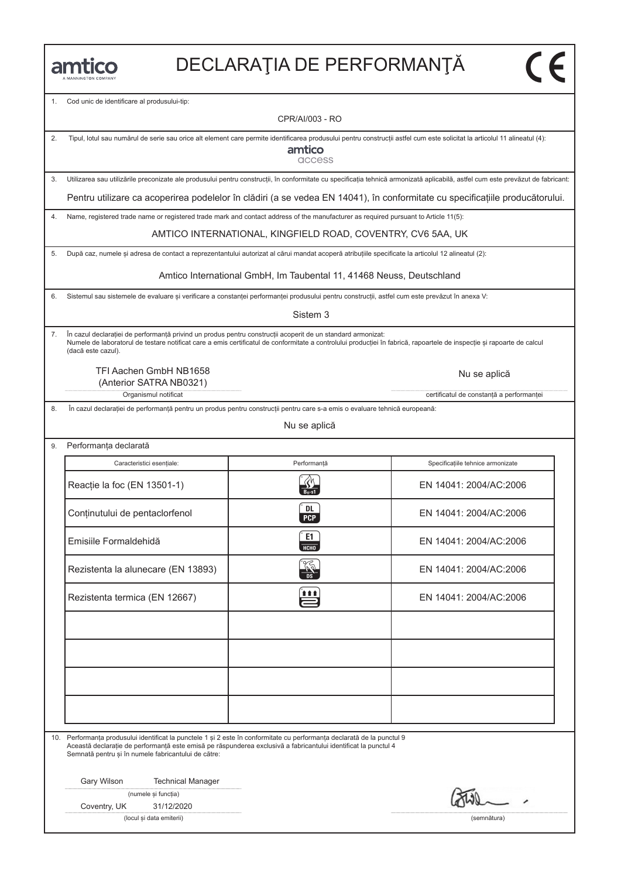amtico
A MANNINGTON COMPANY

# DECLARAŢIA DE PERFORMANŢĂ

CE

1. Cod unic de identificare al produsului-tip:

CPR/AI/003 - RO

2. Tipul, lotul sau numărul de serie sau orice alt element care permite identificarea produsului pentru construcţii astfel cum este solicitat la articolul 11 alineatul (4):

amtico access

3. Utilizarea sau utilizările preconizate ale produsului pentru construcţii, în conformitate cu specificaţia tehnică armonizată aplicabilă, astfel cum este prevăzut de fabricant:

Pentru utilizare ca acoperirea podelelor în clădiri (a se vedea EN 14041), în conformitate cu specificațiile producătorului.

4. Name, registered trade name or registered trade mark and contact address of the manufacturer as required pursuant to Article 11(5):

AMTICO INTERNATIONAL, KINGFIELD ROAD, COVENTRY, CV6 5AA, UK

5. După caz, numele şi adresa de contact a reprezentantului autorizat al cărui mandat acoperă atribuţiile specificate la articolul 12 alineatul (2):

Amtico International GmbH, Im Taubental 11, 41468 Neuss, Deutschland

6. Sistemul sau sistemele de evaluare şi verificare a constanţei performanţei produsului pentru construcţii, astfel cum este prevăzut în anexa V:

Sistem 3

7. În cazul declaraţiei de performanţă privind un produs pentru construcţii acoperit de un standard armonizat:
Numele de laboratorul de testare notificat care a emis certificatul de conformitate a controlului producţiei în fabrică, rapoartele de inspecţie şi rapoarte de calcul (dacă este cazul).

TFI Aachen GmbH NB1658
(Anterior SATRA NB0321)
Organismul notificat

Nu se aplică
certificatul de constanţă a performanţei

8. În cazul declaraţiei de performanţă pentru un produs pentru construcţii pentru care s-a emis o evaluare tehnică europeană:

Nu se aplică

9. Performanţa declarată

| Caracteristici esenţiale: | Performanţă | Specificaţiile tehnice armonizate |
|---|---|---|
| Reacţie la foc (EN 13501-1) | $B_{fl}$-s1 | EN 14041: 2004/AC:2006 |
| Conţinutului de pentaclorfenol | DL PCP | EN 14041: 2004/AC:2006 |
| Emisiile Formaldehidă | E1 HCHO | EN 14041: 2004/AC:2006 |
| Rezistenta la alunecare (EN 13893) | DS | EN 14041: 2004/AC:2006 |
| Rezistenta termica (EN 12667) | | EN 14041: 2004/AC:2006 |
| | | |
| | | |
| | | |
| | | |

10. Performanţa produsului identificat la punctele 1 şi 2 este în conformitate cu performanţa declarată de la punctul 9
Această declaraţie de performanţă este emisă pe răspunderea exclusivă a fabricantului identificat la punctul 4
Semnată pentru şi în numele fabricantului de către:

Gary Wilson Technical Manager
(numele şi funcţia)

Coventry, UK 31/12/2020
(locul şi data emiterii)

(semnătura)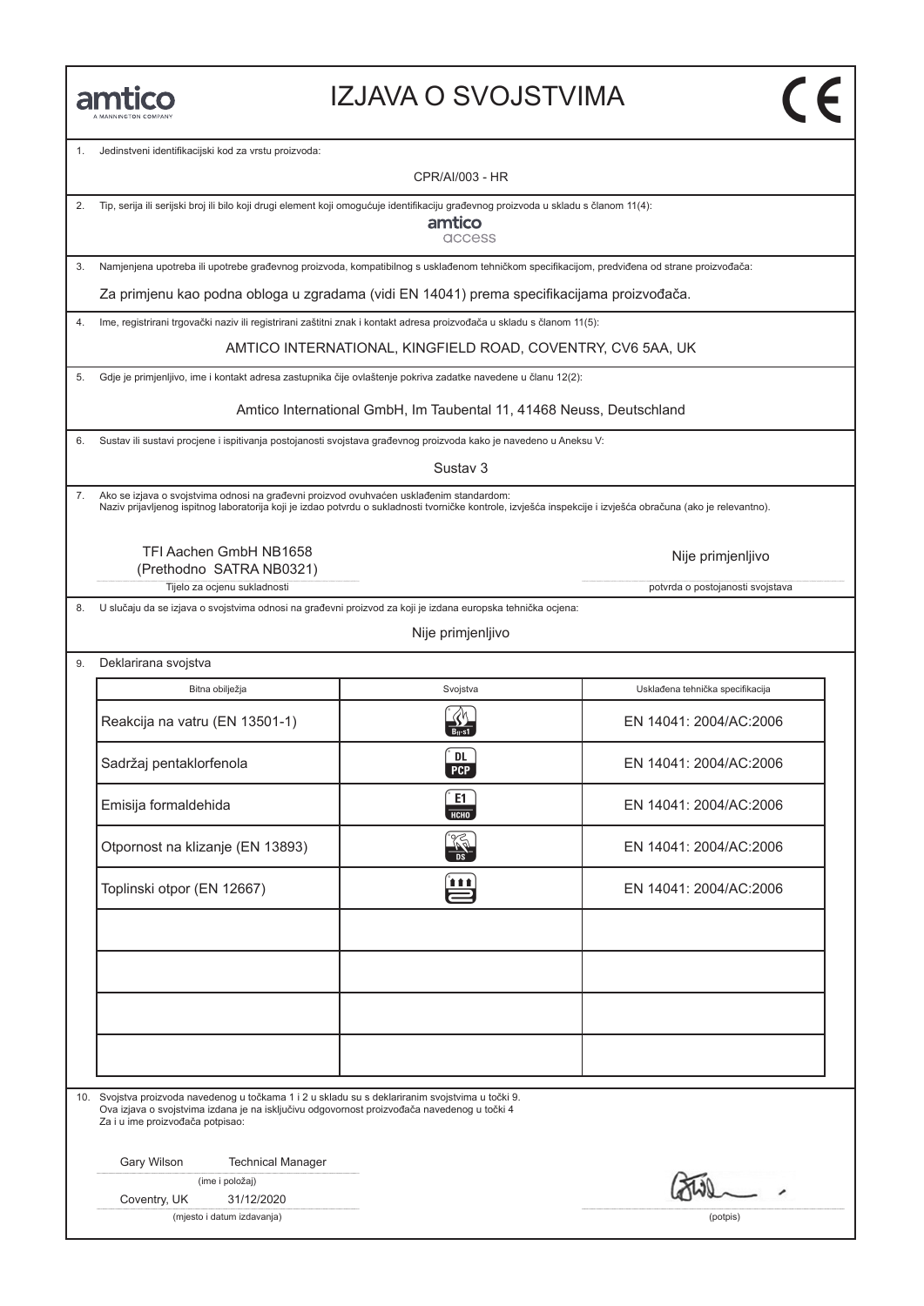amtico
A MANNINGTON COMPANY

# IZJAVA O SVOJSTVIMA

CE

1. Jedinstveni identifikacijski kod za vrstu proizvoda:

CPR/AI/003 - HR

2. Tip, serija ili serijski broj ili bilo koji drugi element koji omogućuje identifikaciju građevnog proizvoda u skladu s članom 11(4):

amtico access

3. Namjenjena upotreba ili upotrebe građevnog proizvoda, kompatibilnog s usklađenom tehničkom specifikacijom, predviđena od strane proizvođača:

Za primjenu kao podna obloga u zgradama (vidi EN 14041) prema specifikacijama proizvođača.

4. Ime, registrirani trgovački naziv ili registrirani zaštitni znak i kontakt adresa proizvođača u skladu s članom 11(5):

AMTICO INTERNATIONAL, KINGFIELD ROAD, COVENTRY, CV6 5AA, UK

5. Gdje je primjenljivo, ime i kontakt adresa zastupnika čije ovlaštenje pokriva zadatke navedene u članu 12(2):

Amtico International GmbH, Im Taubental 11, 41468 Neuss, Deutschland

6. Sustav ili sustavi procjene i ispitivanja postojanosti svojstava građevnog proizvoda kako je navedeno u Aneksu V:

Sustav 3

7. Ako se izjava o svojstvima odnosi na građevni proizvod ovuhvaćen usklađenim standardom:
Naziv prijavljenog ispitnog laboratorija koji je izdao potvrdu o sukladnosti tvorničke kontrole, izvješća inspekcije i izvješća obračuna (ako je relevantno).

TFI Aachen GmbH NB1658
(Prethodno SATRA NB0321)
Tijelo za ocjenu sukladnosti

Nije primjenljivo
potvrda o postojanosti svojstava

8. U slučaju da se izjava o svojstvima odnosi na građevni proizvod za koji je izdana europska tehnička ocjena:

Nije primjenljivo

9. Deklarirana svojstva

| Bitna obilježja | Svojstva | Usklađena tehnička specifikacija |
|---|---|---|
| Reakcija na vatru (EN 13501-1) | $B_{fl}$-s1 | EN 14041: 2004/AC:2006 |
| Sadržaj pentaklorfenola | DL PCP | EN 14041: 2004/AC:2006 |
| Emisija formaldehida | E1 HCHO | EN 14041: 2004/AC:2006 |
| Otpornost na klizanje (EN 13893) | DS | EN 14041: 2004/AC:2006 |
| Toplinski otpor (EN 12667) | | EN 14041: 2004/AC:2006 |
| | | |
| | | |
| | | |
| | | |

10. Svojstva proizvoda navedenog u točkama 1 i 2 u skladu su s deklariranim svojstvima u točki 9.
Ova izjava o svojstvima izdana je na isključivu odgovornost proizvođača navedenog u točki 4
Za i u ime proizvođača potpisao:

Gary Wilson Technical Manager
(ime i položaj)

Coventry, UK 31/12/2020
(mjesto i datum izdavanja)

(potpis)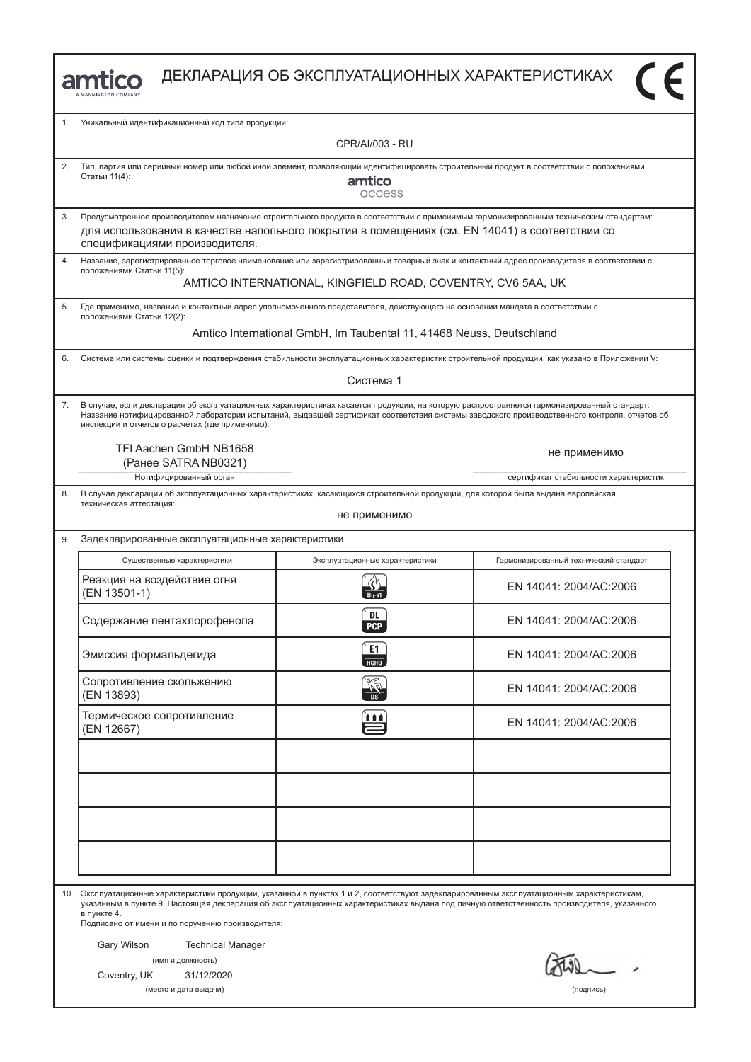amtico
A MANNINGTON COMPANY

# ДЕКЛАРАЦИЯ ОБ ЭКСПЛУАТАЦИОННЫХ ХАРАКТЕРИСТИКАХ

CE

1. Уникальный идентификационный код типа продукции:

CPR/AI/003 - RU

2. Тип, партия или серийный номер или любой иной элемент, позволяющий идентифицировать строительный продукт в соответствии с положениями Статьи 11(4):

amtico access

3. Предусмотренное производителем назначение строительного продукта в соответствии с применимым гармонизированным техническим стандартам:

для использования в качестве напольного покрытия в помещениях (см. EN 14041) в соответствии со спецификациями производителя.

4. Название, зарегистрированное торговое наименование или зарегистрированный товарный знак и контактный адрес производителя в соответствии с положениями Статьи 11(5):

AMTICO INTERNATIONAL, KINGFIELD ROAD, COVENTRY, CV6 5AA, UK

5. Где применимо, название и контактный адрес уполномоченного представителя, действующего на основании мандата в соответствии с положениями Статьи 12(2):

Amtico International GmbH, Im Taubental 11, 41468 Neuss, Deutschland

6. Система или системы оценки и подтверждения стабильности эксплуатационных характеристик строительной продукции, как указано в Приложении V:

Система 1

7. В случае, если декларация об эксплуатационных характеристиках касается продукции, на которую распространяется гармонизированный стандарт: Название нотифицированной лаборатории испытаний, выдавшей сертификат соответствия системы заводского производственного контроля, отчетов об инспекции и отчетов о расчетах (где применимо):

| TFI Aachen GmbH NB1658 (Ранее SATRA NB0321) | не применимо |
|---|---|
| Нотифицированный орган | сертификат стабильности характеристик |

8. В случае декларации об эксплуатационных характеристиках, касающихся строительной продукции, для которой была выдана европейская техническая аттестация:

не применимо

9. Задекларированные эксплуатационные характеристики

| Существенные характеристики | Эксплуатационные характеристики | Гармонизированный технический стандарт |
|---|---|---|
| Реакция на воздействие огня (EN 13501-1) | $B_{fl}$-s1 | EN 14041: 2004/AC:2006 |
| Содержание пентахлорофенола | DL PCP | EN 14041: 2004/AC:2006 |
| Эмиссия формальдегида | E1 HCHO | EN 14041: 2004/AC:2006 |
| Сопротивление скольжению (EN 13893) | DS | EN 14041: 2004/AC:2006 |
| Термическое сопротивление (EN 12667) | | EN 14041: 2004/AC:2006 |
| | | |
| | | |
| | | |
| | | |

10. Эксплуатационные характеристики продукции, указанной в пунктах 1 и 2, соответствуют задекларированным эксплуатационным характеристикам, указанным в пункте 9. Настоящая декларация об эксплуатационных характеристиках выдана под личную ответственность производителя, указанного в пункте 4.
Подписано от имени и по поручению производителя:

Gary Wilson Technical Manager
(имя и должность)

Coventry, UK 31/12/2020
(место и дата выдачи)

(подпись)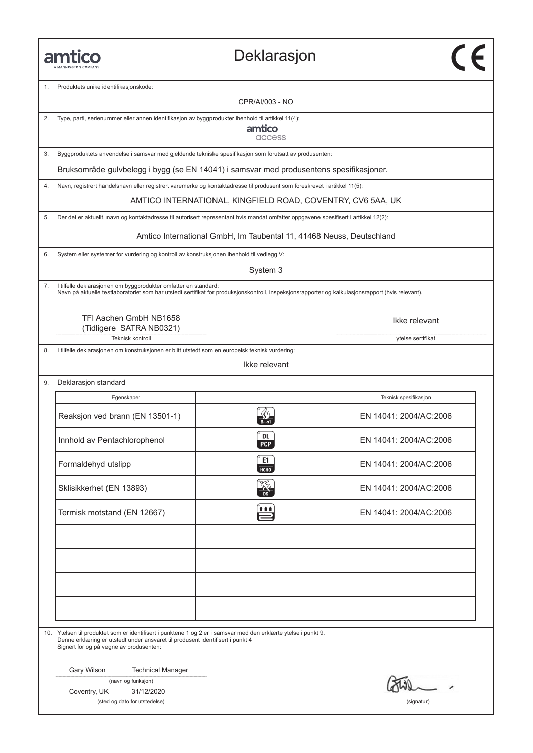amtico
A MANNINGTON COMPANY

# Deklarasjon

CE

1. Produktets unike identifikasjonskode:

CPR/AI/003 - NO

2. Type, parti, serienummer eller annen identifikasjon av byggprodukter ihenhold til artikkel 11(4):

amtico
access

3. Byggproduktets anvendelse i samsvar med gjeldende tekniske spesifikasjon som forutsatt av produsenten:

Bruksområde gulvbelegg i bygg (se EN 14041) i samsvar med produsentens spesifikasjoner.

4. Navn, registrert handelsnavn eller registrert varemerke og kontaktadresse til produsent som foreskrevet i artikkel 11(5):

AMTICO INTERNATIONAL, KINGFIELD ROAD, COVENTRY, CV6 5AA, UK

5. Der det er aktuellt, navn og kontaktadresse til autorisert representant hvis mandat omfatter oppgavene spesifisert i artikkel 12(2):

Amtico International GmbH, Im Taubental 11, 41468 Neuss, Deutschland

6. System eller systemer for vurdering og kontroll av konstruksjonen ihenhold til vedlegg V:

System 3

7. I tilfelle deklarasjonen om byggprodukter omfatter en standard:
Navn på aktuelle testlaboratoriet som har utstedt sertifikat for produksjonskontroll, inspeksjonsrapporter og kalkulasjonsrapport (hvis relevant).

TFI Aachen GmbH NB1658
(Tidligere SATRA NB0321)
Teknisk kontroll

Ikke relevant
ytelse sertifikat

8. I tilfelle deklarasjonen om konstruksjonen er blitt utstedt som en europeisk teknisk vurdering:

Ikke relevant

9. Deklarasjon standard

| Egenskaper | | Teknisk spesifikasjon |
|---|---|---|
| Reaksjon ved brann (EN 13501-1) | $B_{fl}$-s1 | EN 14041: 2004/AC:2006 |
| Innhold av Pentachlorophenol | DL PCP | EN 14041: 2004/AC:2006 |
| Formaldehyd utslipp | E1 HCHO | EN 14041: 2004/AC:2006 |
| Sklisikkerhet (EN 13893) | DS | EN 14041: 2004/AC:2006 |
| Termisk motstand (EN 12667) | | EN 14041: 2004/AC:2006 |
| | | |
| | | |
| | | |
| | | |

10. Ytelsen til produktet som er identifisert i punktene 1 og 2 er i samsvar med den erklærte ytelse i punkt 9.
Denne erklæring er utstedt under ansvaret til produsent identifisert i punkt 4
Signert for og på vegne av produsenten:

Gary Wilson    Technical Manager
(navn og funksjon)

Coventry, UK    31/12/2020
(sted og dato for utstedelse)

(signatur)